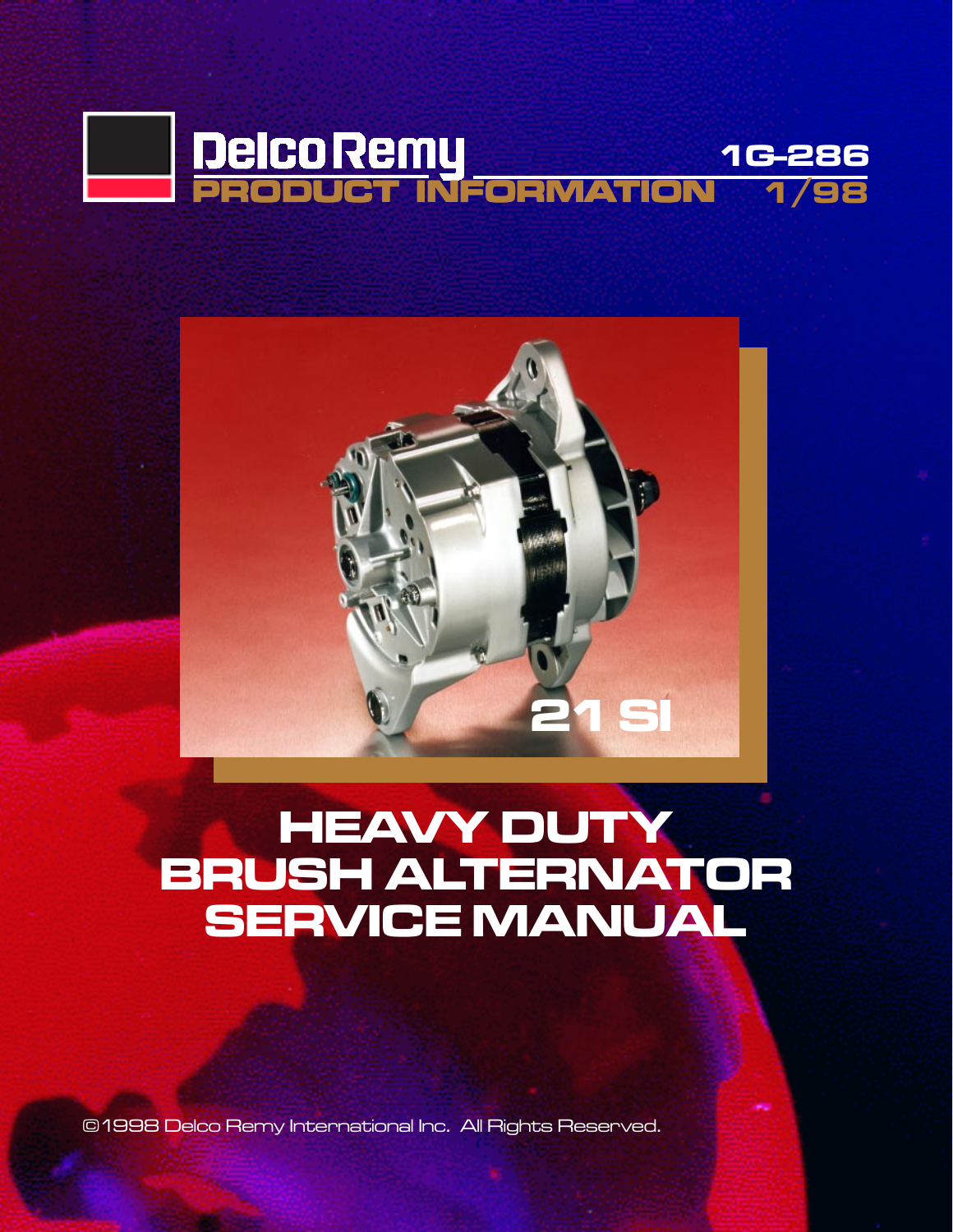Delco Remy

PRODUCT INFORMATION

1G-286

1/98

21 SI

# HEAVY DUTY BRUSH ALTERNATOR SERVICE MANUAL

©1998 Delco Remy International Inc. All Rights Reserved.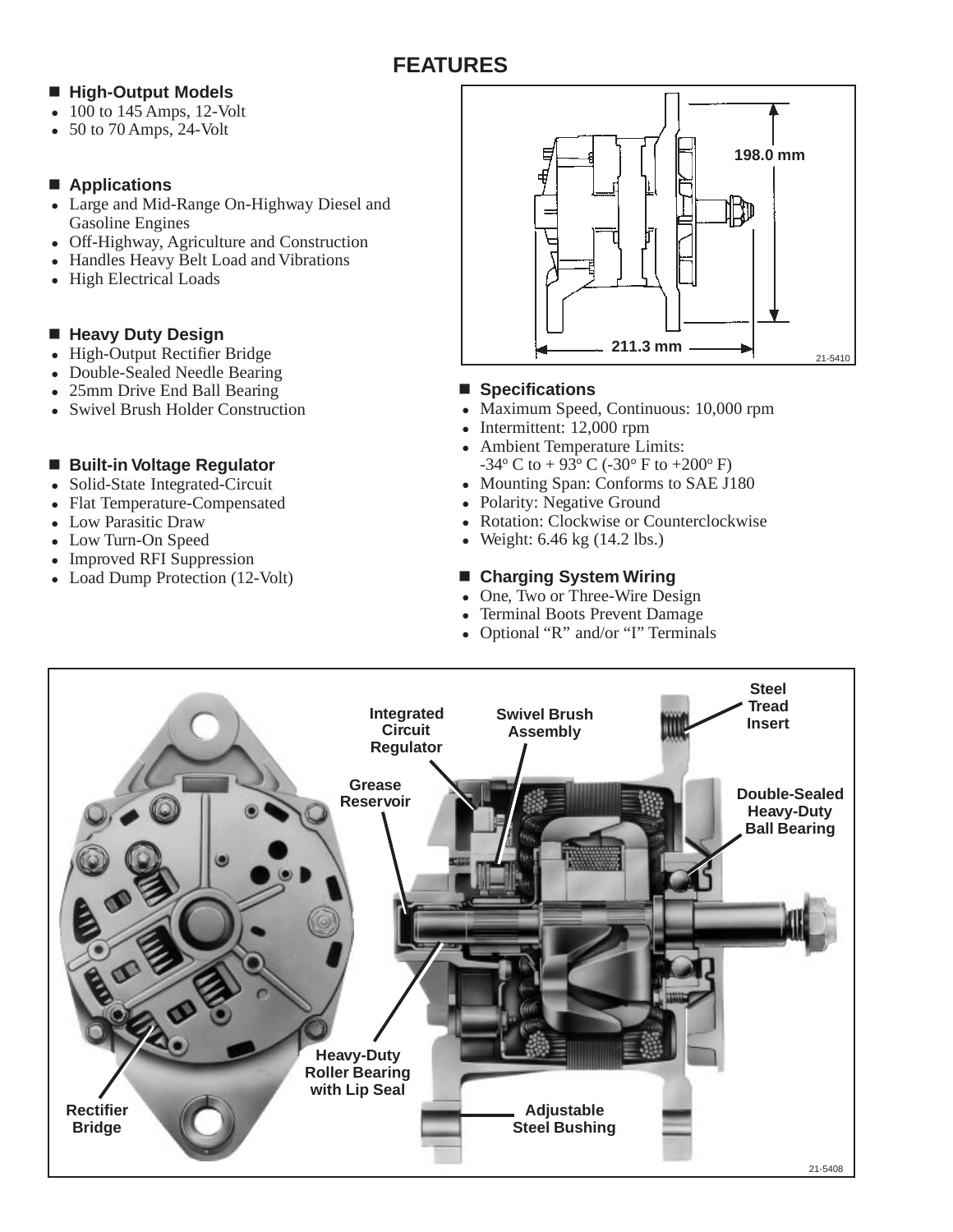# FEATURES

### High-Output Models

- 100 to 145 Amps, 12-Volt
- 50 to 70 Amps, 24-Volt

### Applications

- Large and Mid-Range On-Highway Diesel and Gasoline Engines
- Off-Highway, Agriculture and Construction
- Handles Heavy Belt Load and Vibrations
- High Electrical Loads

### Heavy Duty Design

- High-Output Rectifier Bridge
- Double-Sealed Needle Bearing
- 25mm Drive End Ball Bearing
- Swivel Brush Holder Construction

### Built-in Voltage Regulator

- Solid-State Integrated-Circuit
- Flat Temperature-Compensated
- Low Parasitic Draw
- Low Turn-On Speed
- Improved RFI Suppression
- Load Dump Protection (12-Volt)

198.0 mm

211.3 mm

21-5410

### Specifications

- Maximum Speed, Continuous: 10,000 rpm
- Intermittent: 12,000 rpm
- Ambient Temperature Limits: -34º C to + 93º C (-30º F to +200º F)
- Mounting Span: Conforms to SAE J180
- Polarity: Negative Ground
- Rotation: Clockwise or Counterclockwise
- Weight: 6.46 kg (14.2 lbs.)

### Charging System Wiring

- One, Two or Three-Wire Design
- Terminal Boots Prevent Damage
- Optional "R" and/or "I" Terminals

Integrated Circuit Regulator

Swivel Brush Assembly

Steel Tread Insert

Grease Reservoir

Double-Sealed Heavy-Duty Ball Bearing

Heavy-Duty Roller Bearing with Lip Seal

Rectifier Bridge

Adjustable Steel Bushing

21-5408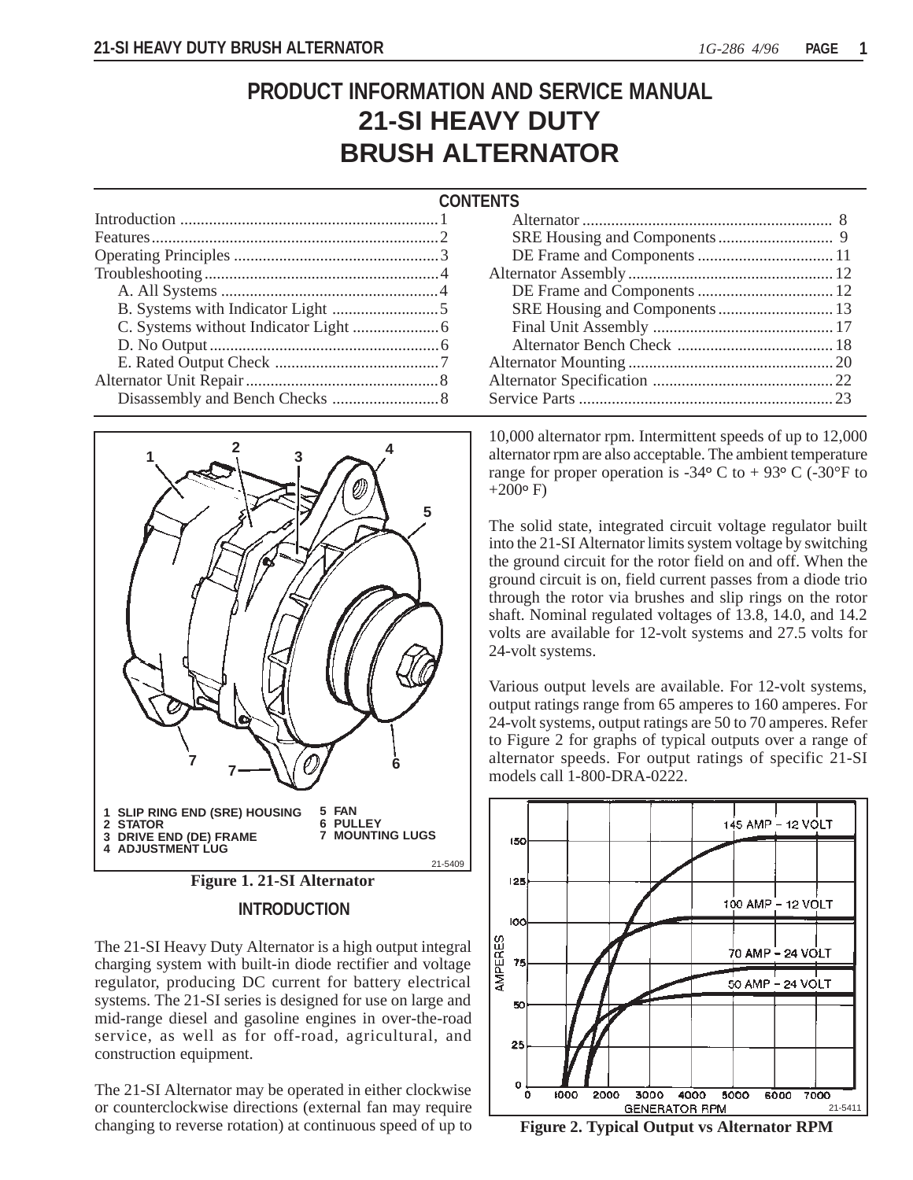# PRODUCT INFORMATION AND SERVICE MANUAL
# 21-SI HEAVY DUTY BRUSH ALTERNATOR

## CONTENTS

| | |
|---|---|
| Introduction | 1 |
| Features | 2 |
| Operating Principles | 3 |
| Troubleshooting | 4 |
| A. All Systems | 4 |
| B. Systems with Indicator Light | 5 |
| C. Systems without Indicator Light | 6 |
| D. No Output | 6 |
| E. Rated Output Check | 7 |
| Alternator Unit Repair | 8 |
| Disassembly and Bench Checks | 8 |
| Alternator | 8 |
| SRE Housing and Components | 9 |
| DE Frame and Components | 11 |
| Alternator Assembly | 12 |
| DE Frame and Components | 12 |
| SRE Housing and Components | 13 |
| Final Unit Assembly | 17 |
| Alternator Bench Check | 18 |
| Alternator Mounting | 20 |
| Alternator Specification | 22 |
| Service Parts | 23 |

1 SLIP RING END (SRE) HOUSING
2 STATOR
3 DRIVE END (DE) FRAME
4 ADJUSTMENT LUG
5 FAN
6 PULLEY
7 MOUNTING LUGS

21-5409

**Figure 1. 21-SI Alternator**

## INTRODUCTION

The 21-SI Heavy Duty Alternator is a high output integral charging system with built-in diode rectifier and voltage regulator, producing DC current for battery electrical systems. The 21-SI series is designed for use on large and mid-range diesel and gasoline engines in over-the-road service, as well as for off-road, agricultural, and construction equipment.

The 21-SI Alternator may be operated in either clockwise or counterclockwise directions (external fan may require changing to reverse rotation) at continuous speed of up to 10,000 alternator rpm. Intermittent speeds of up to 12,000 alternator rpm are also acceptable. The ambient temperature range for proper operation is -34° C to + 93° C (-30°F to +200° F)

The solid state, integrated circuit voltage regulator built into the 21-SI Alternator limits system voltage by switching the ground circuit for the rotor field on and off. When the ground circuit is on, field current passes from a diode trio through the rotor via brushes and slip rings on the rotor shaft. Nominal regulated voltages of 13.8, 14.0, and 14.2 volts are available for 12-volt systems and 27.5 volts for 24-volt systems.

Various output levels are available. For 12-volt systems, output ratings range from 65 amperes to 160 amperes. For 24-volt systems, output ratings are 50 to 70 amperes. Refer to Figure 2 for graphs of typical outputs over a range of alternator speeds. For output ratings of specific 21-SI models call 1-800-DRA-0222.

145 AMP – 12 VOLT
100 AMP – 12 VOLT
70 AMP – 24 VOLT
50 AMP – 24 VOLT
AMPERES
0 25 50 75 100 125 150
0 1000 2000 3000 4000 5000 6000 7000
GENERATOR RPM
21-5411

**Figure 2. Typical Output vs Alternator RPM**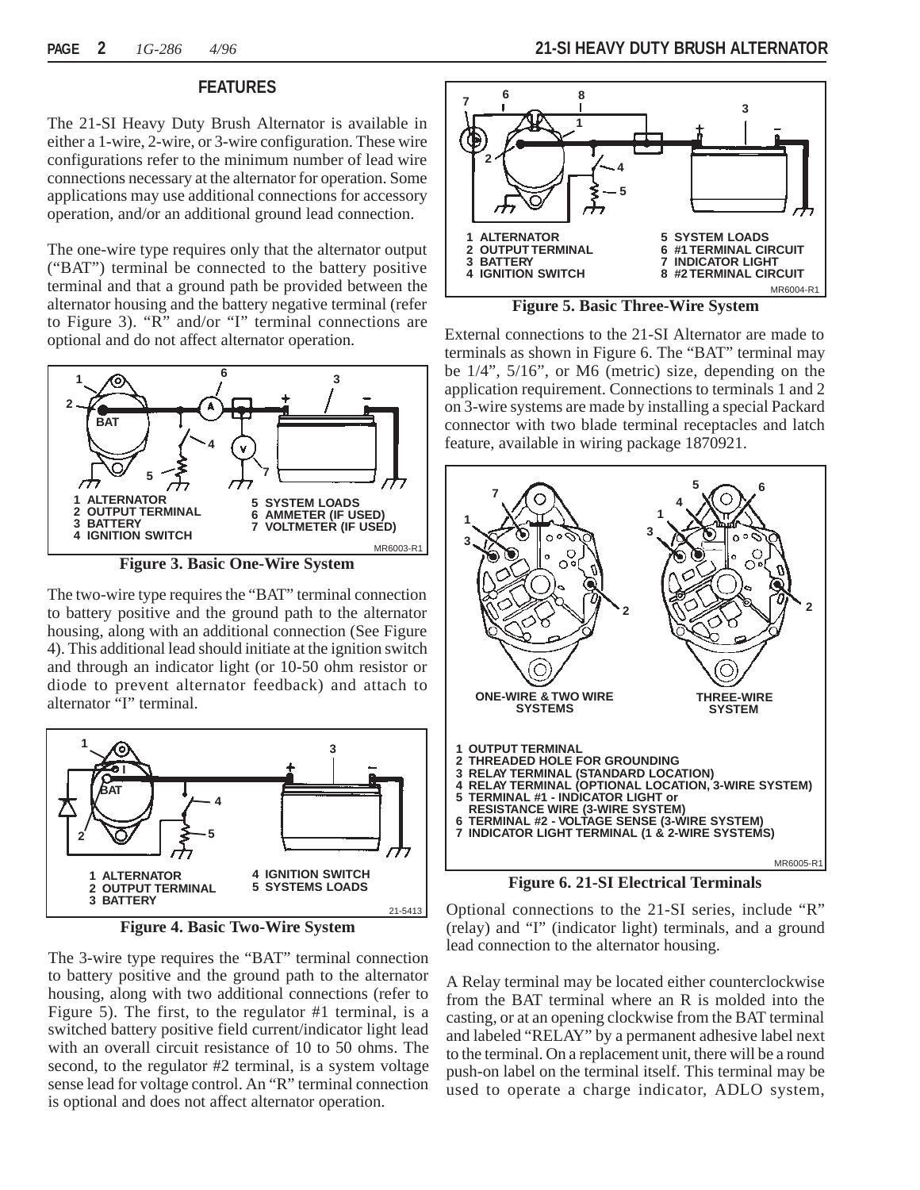## FEATURES

The 21-SI Heavy Duty Brush Alternator is available in either a 1-wire, 2-wire, or 3-wire configuration. These wire configurations refer to the minimum number of lead wire connections necessary at the alternator for operation. Some applications may use additional connections for accessory operation, and/or an additional ground lead connection.

The one-wire type requires only that the alternator output ("BAT") terminal be connected to the battery positive terminal and that a ground path be provided between the alternator housing and the battery negative terminal (refer to Figure 3). "R" and/or "I" terminal connections are optional and do not affect alternator operation.

1 ALTERNATOR
2 OUTPUT TERMINAL
3 BATTERY
4 IGNITION SWITCH
5 SYSTEM LOADS
6 AMMETER (IF USED)
7 VOLTMETER (IF USED)
MR6003-R1

**Figure 3. Basic One-Wire System**

The two-wire type requires the "BAT" terminal connection to battery positive and the ground path to the alternator housing, along with an additional connection (See Figure 4). This additional lead should initiate at the ignition switch and through an indicator light (or 10-50 ohm resistor or diode to prevent alternator feedback) and attach to alternator "I" terminal.

1 ALTERNATOR
2 OUTPUT TERMINAL
3 BATTERY
4 IGNITION SWITCH
5 SYSTEMS LOADS
21-5413

**Figure 4. Basic Two-Wire System**

The 3-wire type requires the "BAT" terminal connection to battery positive and the ground path to the alternator housing, along with two additional connections (refer to Figure 5). The first, to the regulator #1 terminal, is a switched battery positive field current/indicator light lead with an overall circuit resistance of 10 to 50 ohms. The second, to the regulator #2 terminal, is a system voltage sense lead for voltage control. An "R" terminal connection is optional and does not affect alternator operation.

1 ALTERNATOR
2 OUTPUT TERMINAL
3 BATTERY
4 IGNITION SWITCH
5 SYSTEM LOADS
6 #1 TERMINAL CIRCUIT
7 INDICATOR LIGHT
8 #2 TERMINAL CIRCUIT
MR6004-R1

**Figure 5. Basic Three-Wire System**

External connections to the 21-SI Alternator are made to terminals as shown in Figure 6. The "BAT" terminal may be 1/4", 5/16", or M6 (metric) size, depending on the application requirement. Connections to terminals 1 and 2 on 3-wire systems are made by installing a special Packard connector with two blade terminal receptacles and latch feature, available in wiring package 1870921.

ONE-WIRE & TWO WIRE SYSTEMS
THREE-WIRE SYSTEM

1 OUTPUT TERMINAL
2 THREADED HOLE FOR GROUNDING
3 RELAY TERMINAL (STANDARD LOCATION)
4 RELAY TERMINAL (OPTIONAL LOCATION, 3-WIRE SYSTEM)
5 TERMINAL #1 - INDICATOR LIGHT or RESISTANCE WIRE (3-WIRE SYSTEM)
6 TERMINAL #2 - VOLTAGE SENSE (3-WIRE SYSTEM)
7 INDICATOR LIGHT TERMINAL (1 & 2-WIRE SYSTEMS)
MR6005-R1

**Figure 6. 21-SI Electrical Terminals**

Optional connections to the 21-SI series, include "R" (relay) and "I" (indicator light) terminals, and a ground lead connection to the alternator housing.

A Relay terminal may be located either counterclockwise from the BAT terminal where an R is molded into the casting, or at an opening clockwise from the BAT terminal and labeled "RELAY" by a permanent adhesive label next to the terminal. On a replacement unit, there will be a round push-on label on the terminal itself. This terminal may be used to operate a charge indicator, ADLO system,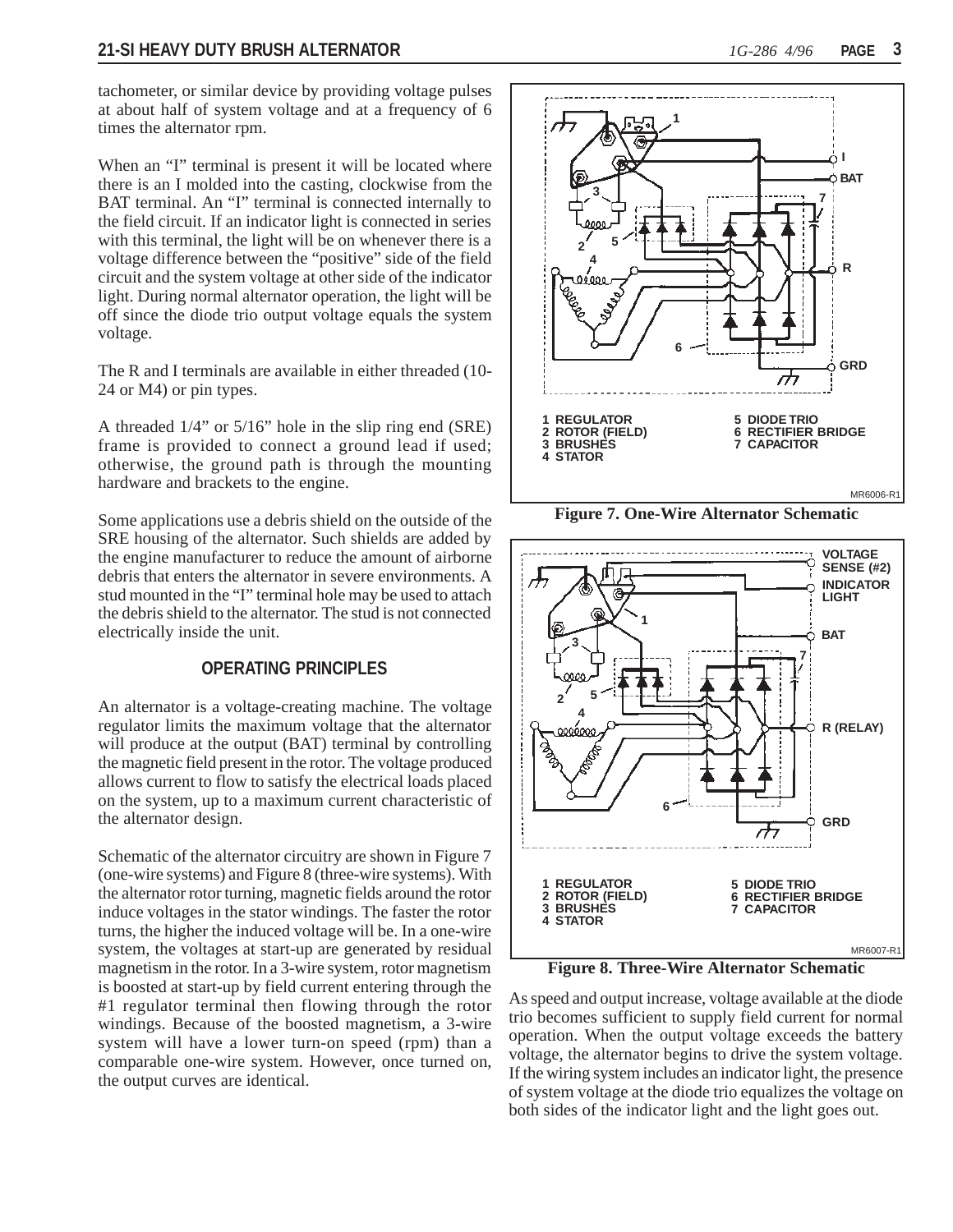tachometer, or similar device by providing voltage pulses at about half of system voltage and at a frequency of 6 times the alternator rpm.

When an "I" terminal is present it will be located where there is an I molded into the casting, clockwise from the BAT terminal. An "I" terminal is connected internally to the field circuit. If an indicator light is connected in series with this terminal, the light will be on whenever there is a voltage difference between the "positive" side of the field circuit and the system voltage at other side of the indicator light. During normal alternator operation, the light will be off since the diode trio output voltage equals the system voltage.

The R and I terminals are available in either threaded (10-24 or M4) or pin types.

A threaded 1/4" or 5/16" hole in the slip ring end (SRE) frame is provided to connect a ground lead if used; otherwise, the ground path is through the mounting hardware and brackets to the engine.

Some applications use a debris shield on the outside of the SRE housing of the alternator. Such shields are added by the engine manufacturer to reduce the amount of airborne debris that enters the alternator in severe environments. A stud mounted in the "I" terminal hole may be used to attach the debris shield to the alternator. The stud is not connected electrically inside the unit.

## OPERATING PRINCIPLES

An alternator is a voltage-creating machine. The voltage regulator limits the maximum voltage that the alternator will produce at the output (BAT) terminal by controlling the magnetic field present in the rotor. The voltage produced allows current to flow to satisfy the electrical loads placed on the system, up to a maximum current characteristic of the alternator design.

Schematic of the alternator circuitry are shown in Figure 7 (one-wire systems) and Figure 8 (three-wire systems). With the alternator rotor turning, magnetic fields around the rotor induce voltages in the stator windings. The faster the rotor turns, the higher the induced voltage will be. In a one-wire system, the voltages at start-up are generated by residual magnetism in the rotor. In a 3-wire system, rotor magnetism is boosted at start-up by field current entering through the #1 regulator terminal then flowing through the rotor windings. Because of the boosted magnetism, a 3-wire system will have a lower turn-on speed (rpm) than a comparable one-wire system. However, once turned on, the output curves are identical.

I
BAT
R
GRD
1 REGULATOR
2 ROTOR (FIELD)
3 BRUSHES
4 STATOR
5 DIODE TRIO
6 RECTIFIER BRIDGE
7 CAPACITOR
MR6006-R1

**Figure 7. One-Wire Alternator Schematic**

VOLTAGE SENSE (#2)
INDICATOR LIGHT
BAT
R (RELAY)
GRD
1 REGULATOR
2 ROTOR (FIELD)
3 BRUSHES
4 STATOR
5 DIODE TRIO
6 RECTIFIER BRIDGE
7 CAPACITOR
MR6007-R1

**Figure 8. Three-Wire Alternator Schematic**

As speed and output increase, voltage available at the diode trio becomes sufficient to supply field current for normal operation. When the output voltage exceeds the battery voltage, the alternator begins to drive the system voltage. If the wiring system includes an indicator light, the presence of system voltage at the diode trio equalizes the voltage on both sides of the indicator light and the light goes out.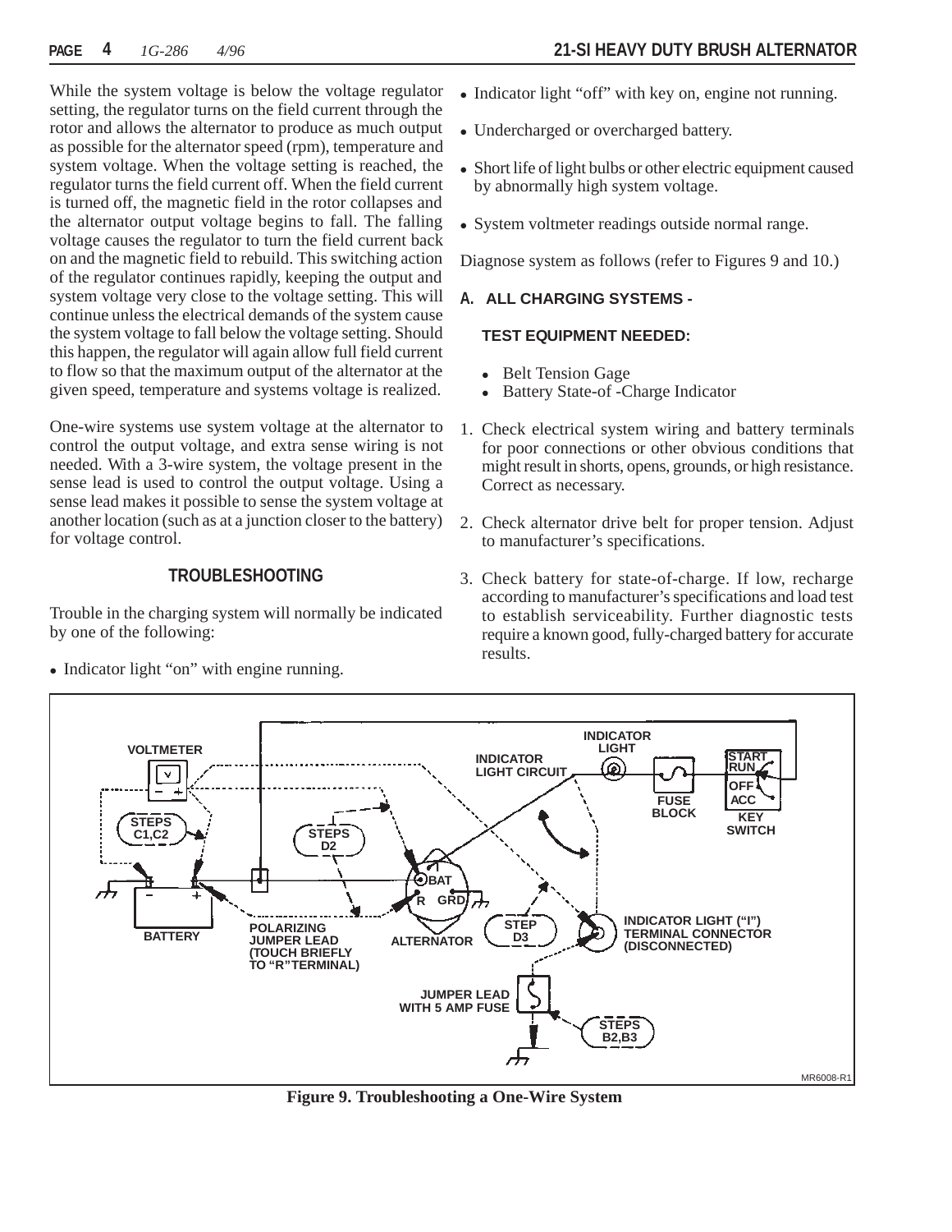While the system voltage is below the voltage regulator setting, the regulator turns on the field current through the rotor and allows the alternator to produce as much output as possible for the alternator speed (rpm), temperature and system voltage. When the voltage setting is reached, the regulator turns the field current off. When the field current is turned off, the magnetic field in the rotor collapses and the alternator output voltage begins to fall. The falling voltage causes the regulator to turn the field current back on and the magnetic field to rebuild. This switching action of the regulator continues rapidly, keeping the output and system voltage very close to the voltage setting. This will continue unless the electrical demands of the system cause the system voltage to fall below the voltage setting. Should this happen, the regulator will again allow full field current to flow so that the maximum output of the alternator at the given speed, temperature and systems voltage is realized.

One-wire systems use system voltage at the alternator to control the output voltage, and extra sense wiring is not needed. With a 3-wire system, the voltage present in the sense lead is used to control the output voltage. Using a sense lead makes it possible to sense the system voltage at another location (such as at a junction closer to the battery) for voltage control.

## TROUBLESHOOTING

Trouble in the charging system will normally be indicated by one of the following:

- Indicator light "on" with engine running.
- Indicator light "off" with key on, engine not running.
- Undercharged or overcharged battery.
- Short life of light bulbs or other electric equipment caused by abnormally high system voltage.
- System voltmeter readings outside normal range.

Diagnose system as follows (refer to Figures 9 and 10.)

### A. ALL CHARGING SYSTEMS -

**TEST EQUIPMENT NEEDED:**

- Belt Tension Gage
- Battery State-of -Charge Indicator

1. Check electrical system wiring and battery terminals for poor connections or other obvious conditions that might result in shorts, opens, grounds, or high resistance. Correct as necessary.
2. Check alternator drive belt for proper tension. Adjust to manufacturer's specifications.
3. Check battery for state-of-charge. If low, recharge according to manufacturer's specifications and load test to establish serviceability. Further diagnostic tests require a known good, fully-charged battery for accurate results.

VOLTMETER
STEPS C1,C2
STEPS D2
BATTERY
POLARIZING JUMPER LEAD (TOUCH BRIEFLY TO "R" TERMINAL)
ALTERNATOR
BAT
R
GRD
INDICATOR LIGHT
INDICATOR LIGHT CIRCUIT
FUSE BLOCK
START
RUN
OFF
ACC
KEY SWITCH
STEP D3
INDICATOR LIGHT ("I") TERMINAL CONNECTOR (DISCONNECTED)
JUMPER LEAD WITH 5 AMP FUSE
STEPS B2,B3
MR6008-R1

**Figure 9. Troubleshooting a One-Wire System**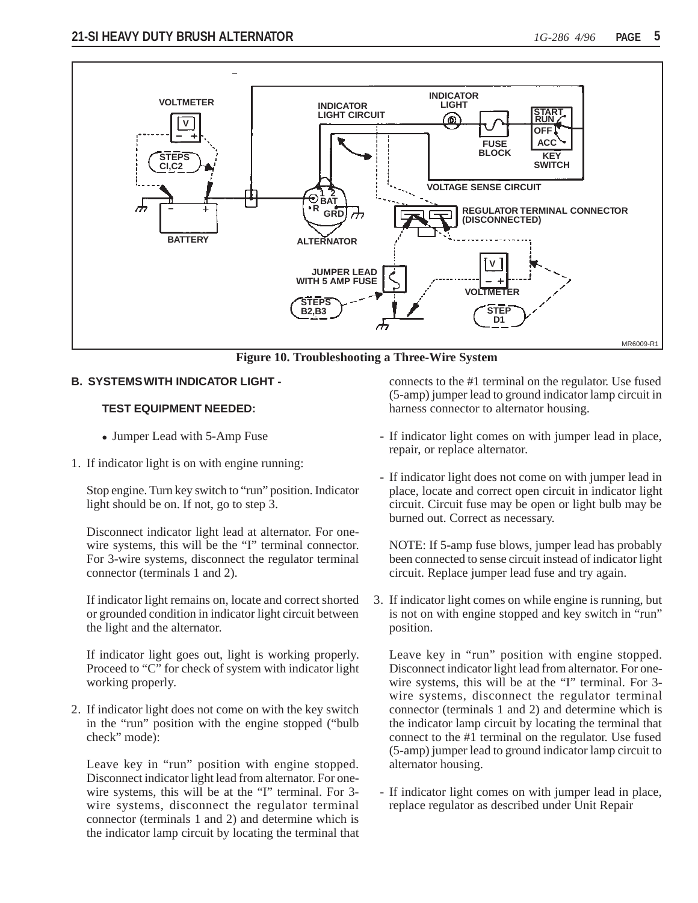VOLTMETER

V

STEPS CI,C2

BATTERY

INDICATOR LIGHT CIRCUIT

INDICATOR LIGHT

FUSE BLOCK

START RUN OFF ACC

KEY SWITCH

VOLTAGE SENSE CIRCUIT

1 2 BAT R GRD

ALTERNATOR

REGULATOR TERMINAL CONNECTOR (DISCONNECTED)

JUMPER LEAD WITH 5 AMP FUSE

STEPS B2,B3

VOLTMETER

STEP D1

MR6009-R1

**Figure 10. Troubleshooting a Three-Wire System**

**B. SYSTEMS WITH INDICATOR LIGHT -**

**TEST EQUIPMENT NEEDED:**

- Jumper Lead with 5-Amp Fuse

1. If indicator light is on with engine running:

   Stop engine. Turn key switch to "run" position. Indicator light should be on. If not, go to step 3.

   Disconnect indicator light lead at alternator. For one-wire systems, this will be the "I" terminal connector. For 3-wire systems, disconnect the regulator terminal connector (terminals 1 and 2).

   If indicator light remains on, locate and correct shorted or grounded condition in indicator light circuit between the light and the alternator.

   If indicator light goes out, light is working properly. Proceed to "C" for check of system with indicator light working properly.

2. If indicator light does not come on with the key switch in the "run" position with the engine stopped ("bulb check" mode):

   Leave key in "run" position with engine stopped. Disconnect indicator light lead from alternator. For one-wire systems, this will be at the "I" terminal. For 3-wire systems, disconnect the regulator terminal connector (terminals 1 and 2) and determine which is the indicator lamp circuit by locating the terminal that connects to the #1 terminal on the regulator. Use fused (5-amp) jumper lead to ground indicator lamp circuit in harness connector to alternator housing.

   - If indicator light comes on with jumper lead in place, repair, or replace alternator.

   - If indicator light does not come on with jumper lead in place, locate and correct open circuit in indicator light circuit. Circuit fuse may be open or light bulb may be burned out. Correct as necessary.

   NOTE: If 5-amp fuse blows, jumper lead has probably been connected to sense circuit instead of indicator light circuit. Replace jumper lead fuse and try again.

3. If indicator light comes on while engine is running, but is not on with engine stopped and key switch in "run" position.

   Leave key in "run" position with engine stopped. Disconnect indicator light lead from alternator. For one-wire systems, this will be at the "I" terminal. For 3-wire systems, disconnect the regulator terminal connector (terminals 1 and 2) and determine which is the indicator lamp circuit by locating the terminal that connect to the #1 terminal on the regulator. Use fused (5-amp) jumper lead to ground indicator lamp circuit to alternator housing.

   - If indicator light comes on with jumper lead in place, replace regulator as described under Unit Repair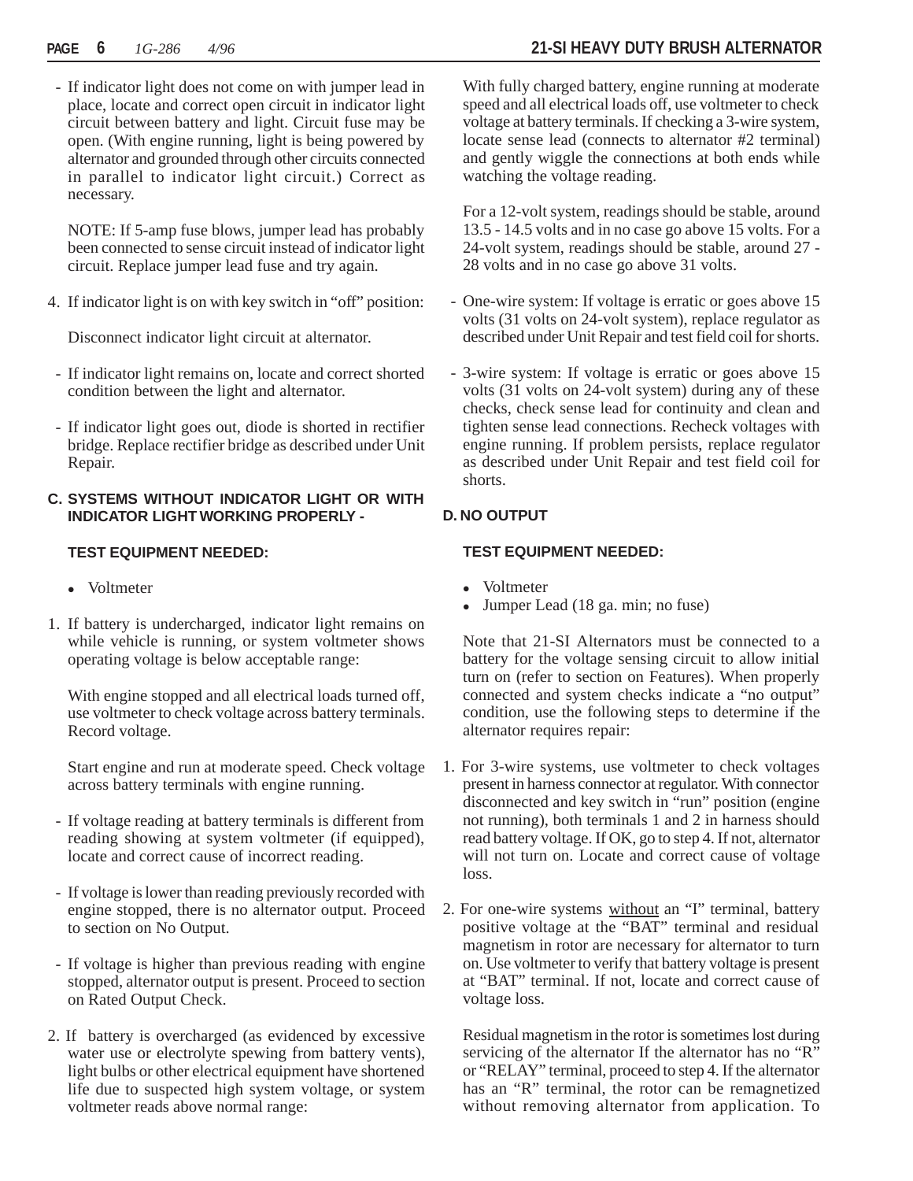- If indicator light does not come on with jumper lead in place, locate and correct open circuit in indicator light circuit between battery and light. Circuit fuse may be open. (With engine running, light is being powered by alternator and grounded through other circuits connected in parallel to indicator light circuit.) Correct as necessary.

  NOTE: If 5-amp fuse blows, jumper lead has probably been connected to sense circuit instead of indicator light circuit. Replace jumper lead fuse and try again.

4. If indicator light is on with key switch in "off" position:

   Disconnect indicator light circuit at alternator.

- If indicator light remains on, locate and correct shorted condition between the light and alternator.
- If indicator light goes out, diode is shorted in rectifier bridge. Replace rectifier bridge as described under Unit Repair.

### C. SYSTEMS WITHOUT INDICATOR LIGHT OR WITH INDICATOR LIGHT WORKING PROPERLY -

#### TEST EQUIPMENT NEEDED:

- Voltmeter

1. If battery is undercharged, indicator light remains on while vehicle is running, or system voltmeter shows operating voltage is below acceptable range:

   With engine stopped and all electrical loads turned off, use voltmeter to check voltage across battery terminals. Record voltage.

   Start engine and run at moderate speed. Check voltage across battery terminals with engine running.

- If voltage reading at battery terminals is different from reading showing at system voltmeter (if equipped), locate and correct cause of incorrect reading.
- If voltage is lower than reading previously recorded with engine stopped, there is no alternator output. Proceed to section on No Output.
- If voltage is higher than previous reading with engine stopped, alternator output is present. Proceed to section on Rated Output Check.

2. If battery is overcharged (as evidenced by excessive water use or electrolyte spewing from battery vents), light bulbs or other electrical equipment have shortened life due to suspected high system voltage, or system voltmeter reads above normal range:

   With fully charged battery, engine running at moderate speed and all electrical loads off, use voltmeter to check voltage at battery terminals. If checking a 3-wire system, locate sense lead (connects to alternator #2 terminal) and gently wiggle the connections at both ends while watching the voltage reading.

   For a 12-volt system, readings should be stable, around 13.5 - 14.5 volts and in no case go above 15 volts. For a 24-volt system, readings should be stable, around 27 - 28 volts and in no case go above 31 volts.

- One-wire system: If voltage is erratic or goes above 15 volts (31 volts on 24-volt system), replace regulator as described under Unit Repair and test field coil for shorts.
- 3-wire system: If voltage is erratic or goes above 15 volts (31 volts on 24-volt system) during any of these checks, check sense lead for continuity and clean and tighten sense lead connections. Recheck voltages with engine running. If problem persists, replace regulator as described under Unit Repair and test field coil for shorts.

### D. NO OUTPUT

#### TEST EQUIPMENT NEEDED:

- Voltmeter
- Jumper Lead (18 ga. min; no fuse)

Note that 21-SI Alternators must be connected to a battery for the voltage sensing circuit to allow initial turn on (refer to section on Features). When properly connected and system checks indicate a "no output" condition, use the following steps to determine if the alternator requires repair:

1. For 3-wire systems, use voltmeter to check voltages present in harness connector at regulator. With connector disconnected and key switch in "run" position (engine not running), both terminals 1 and 2 in harness should read battery voltage. If OK, go to step 4. If not, alternator will not turn on. Locate and correct cause of voltage loss.

2. For one-wire systems <u>without</u> an "I" terminal, battery positive voltage at the "BAT" terminal and residual magnetism in rotor are necessary for alternator to turn on. Use voltmeter to verify that battery voltage is present at "BAT" terminal. If not, locate and correct cause of voltage loss.

   Residual magnetism in the rotor is sometimes lost during servicing of the alternator If the alternator has no "R" or "RELAY" terminal, proceed to step 4. If the alternator has an "R" terminal, the rotor can be remagnetized without removing alternator from application. To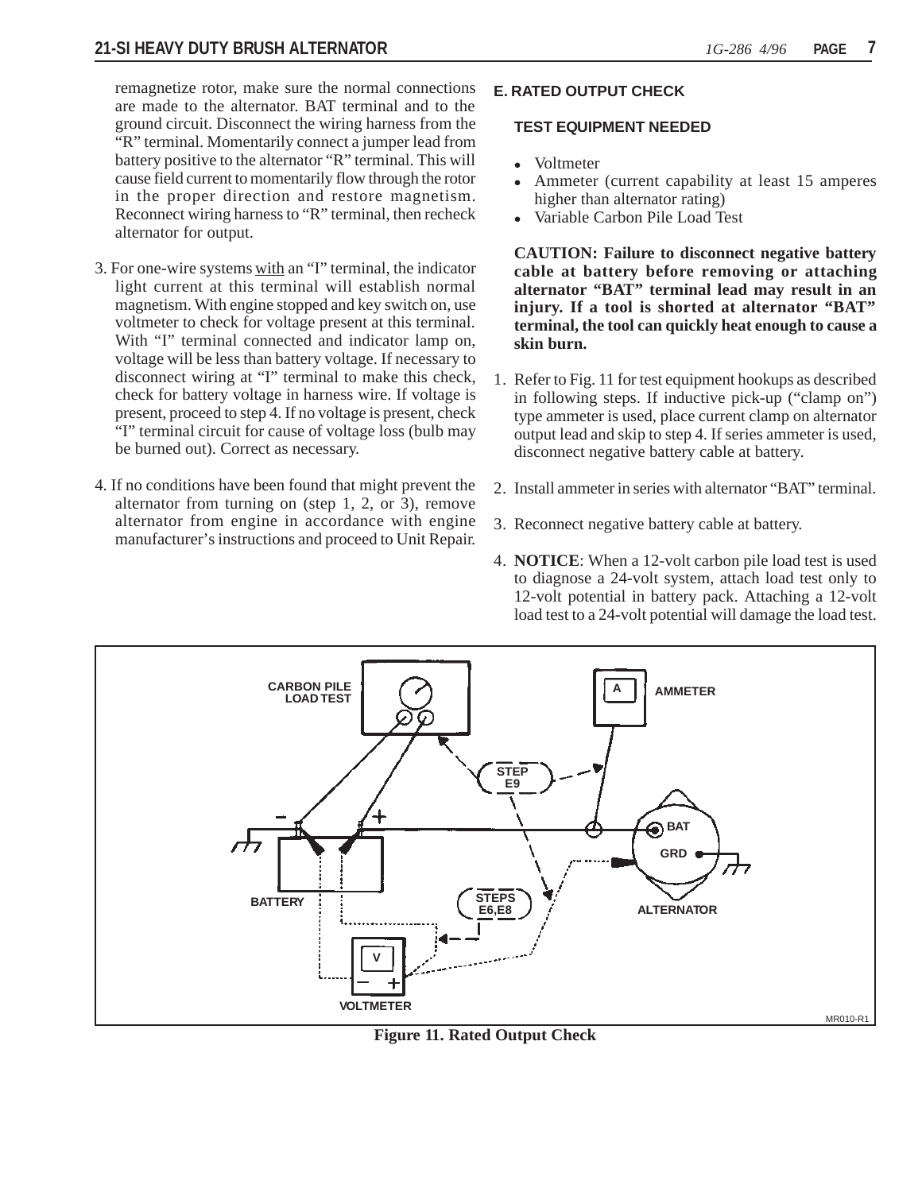remagnetize rotor, make sure the normal connections are made to the alternator. BAT terminal and to the ground circuit. Disconnect the wiring harness from the "R" terminal. Momentarily connect a jumper lead from battery positive to the alternator "R" terminal. This will cause field current to momentarily flow through the rotor in the proper direction and restore magnetism. Reconnect wiring harness to "R" terminal, then recheck alternator for output.

3. For one-wire systems with an "I" terminal, the indicator light current at this terminal will establish normal magnetism. With engine stopped and key switch on, use voltmeter to check for voltage present at this terminal. With "I" terminal connected and indicator lamp on, voltage will be less than battery voltage. If necessary to disconnect wiring at "I" terminal to make this check, check for battery voltage in harness wire. If voltage is present, proceed to step 4. If no voltage is present, check "I" terminal circuit for cause of voltage loss (bulb may be burned out). Correct as necessary.

4. If no conditions have been found that might prevent the alternator from turning on (step 1, 2, or 3), remove alternator from engine in accordance with engine manufacturer's instructions and proceed to Unit Repair.

### E. RATED OUTPUT CHECK

#### TEST EQUIPMENT NEEDED

- Voltmeter
- Ammeter (current capability at least 15 amperes higher than alternator rating)
- Variable Carbon Pile Load Test

**CAUTION: Failure to disconnect negative battery cable at battery before removing or attaching alternator "BAT" terminal lead may result in an injury. If a tool is shorted at alternator "BAT" terminal, the tool can quickly heat enough to cause a skin burn.**

1. Refer to Fig. 11 for test equipment hookups as described in following steps. If inductive pick-up ("clamp on") type ammeter is used, place current clamp on alternator output lead and skip to step 4. If series ammeter is used, disconnect negative battery cable at battery.

2. Install ammeter in series with alternator "BAT" terminal.

3. Reconnect negative battery cable at battery.

4. **NOTICE**: When a 12-volt carbon pile load test is used to diagnose a 24-volt system, attach load test only to 12-volt potential in battery pack. Attaching a 12-volt load test to a 24-volt potential will damage the load test.

CARBON PILE LOAD TEST
AMMETER
A
STEP E9
BAT
GRD
BATTERY
STEPS E6,E8
ALTERNATOR
V
VOLTMETER
MR010-R1

**Figure 11. Rated Output Check**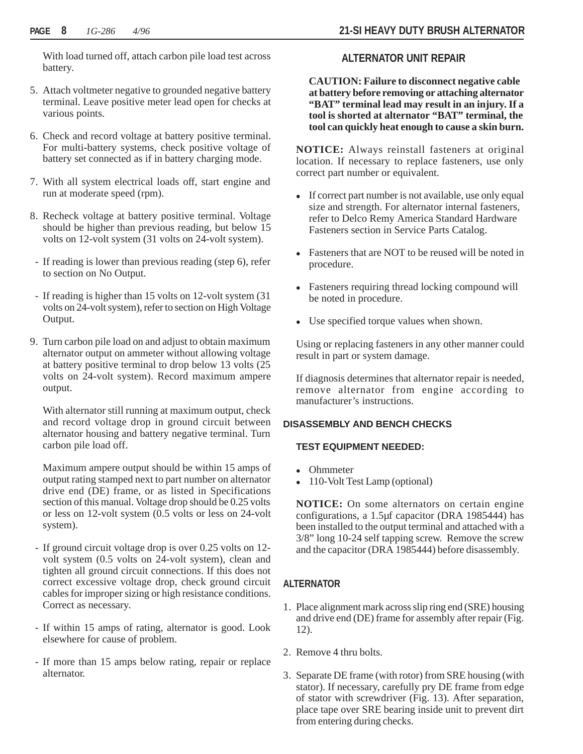With load turned off, attach carbon pile load test across battery.

5. Attach voltmeter negative to grounded negative battery terminal. Leave positive meter lead open for checks at various points.

6. Check and record voltage at battery positive terminal. For multi-battery systems, check positive voltage of battery set connected as if in battery charging mode.

7. With all system electrical loads off, start engine and run at moderate speed (rpm).

8. Recheck voltage at battery positive terminal. Voltage should be higher than previous reading, but below 15 volts on 12-volt system (31 volts on 24-volt system).

   - If reading is lower than previous reading (step 6), refer to section on No Output.

   - If reading is higher than 15 volts on 12-volt system (31 volts on 24-volt system), refer to section on High Voltage Output.

9. Turn carbon pile load on and adjust to obtain maximum alternator output on ammeter without allowing voltage at battery positive terminal to drop below 13 volts (25 volts on 24-volt system). Record maximum ampere output.

   With alternator still running at maximum output, check and record voltage drop in ground circuit between alternator housing and battery negative terminal. Turn carbon pile load off.

   Maximum ampere output should be within 15 amps of output rating stamped next to part number on alternator drive end (DE) frame, or as listed in Specifications section of this manual. Voltage drop should be 0.25 volts or less on 12-volt system (0.5 volts or less on 24-volt system).

   - If ground circuit voltage drop is over 0.25 volts on 12-volt system (0.5 volts on 24-volt system), clean and tighten all ground circuit connections. If this does not correct excessive voltage drop, check ground circuit cables for improper sizing or high resistance conditions. Correct as necessary.

   - If within 15 amps of rating, alternator is good. Look elsewhere for cause of problem.

   - If more than 15 amps below rating, repair or replace alternator.

## ALTERNATOR UNIT REPAIR

**CAUTION: Failure to disconnect negative cable at battery before removing or attaching alternator “BAT” terminal lead may result in an injury. If a tool is shorted at alternator “BAT” terminal, the tool can quickly heat enough to cause a skin burn.**

**NOTICE:** Always reinstall fasteners at original location. If necessary to replace fasteners, use only correct part number or equivalent.

- If correct part number is not available, use only equal size and strength. For alternator internal fasteners, refer to Delco Remy America Standard Hardware Fasteners section in Service Parts Catalog.
- Fasteners that are NOT to be reused will be noted in procedure.
- Fasteners requiring thread locking compound will be noted in procedure.
- Use specified torque values when shown.

Using or replacing fasteners in any other manner could result in part or system damage.

If diagnosis determines that alternator repair is needed, remove alternator from engine according to manufacturer’s instructions.

### DISASSEMBLY AND BENCH CHECKS

#### TEST EQUIPMENT NEEDED:

- Ohmmeter
- 110-Volt Test Lamp (optional)

**NOTICE:** On some alternators on certain engine configurations, a 1.5μf capacitor (DRA 1985444) has been installed to the output terminal and attached with a 3/8” long 10-24 self tapping screw. Remove the screw and the capacitor (DRA 1985444) before disassembly.

### ALTERNATOR

1. Place alignment mark across slip ring end (SRE) housing and drive end (DE) frame for assembly after repair (Fig. 12).

2. Remove 4 thru bolts.

3. Separate DE frame (with rotor) from SRE housing (with stator). If necessary, carefully pry DE frame from edge of stator with screwdriver (Fig. 13). After separation, place tape over SRE bearing inside unit to prevent dirt from entering during checks.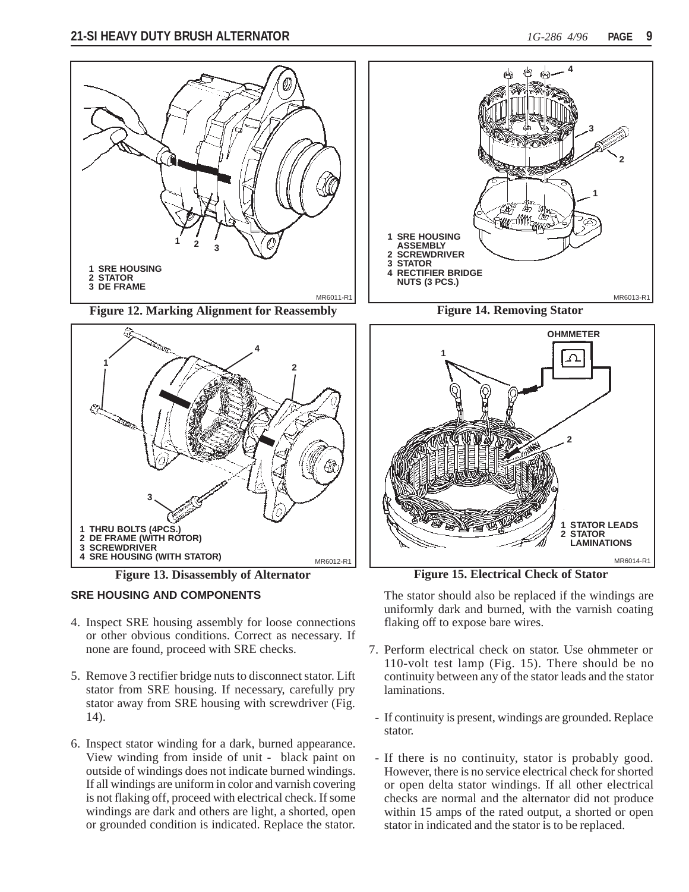1 SRE HOUSING
2 STATOR
3 DE FRAME

MR6011-R1

**Figure 12. Marking Alignment for Reassembly**

1 SRE HOUSING ASSEMBLY
2 SCREWDRIVER
3 STATOR
4 RECTIFIER BRIDGE NUTS (3 PCS.)

MR6013-R1

**Figure 14. Removing Stator**

1 THRU BOLTS (4PCS.)
2 DE FRAME (WITH ROTOR)
3 SCREWDRIVER
4 SRE HOUSING (WITH STATOR)

MR6012-R1

**Figure 13. Disassembly of Alternator**

OHMMETER

1 STATOR LEADS
2 STATOR LAMINATIONS

MR6014-R1

**Figure 15. Electrical Check of Stator**

### SRE HOUSING AND COMPONENTS

4. Inspect SRE housing assembly for loose connections or other obvious conditions. Correct as necessary. If none are found, proceed with SRE checks.

5. Remove 3 rectifier bridge nuts to disconnect stator. Lift stator from SRE housing. If necessary, carefully pry stator away from SRE housing with screwdriver (Fig. 14).

6. Inspect stator winding for a dark, burned appearance. View winding from inside of unit - black paint on outside of windings does not indicate burned windings. If all windings are uniform in color and varnish covering is not flaking off, proceed with electrical check. If some windings are dark and others are light, a shorted, open or grounded condition is indicated. Replace the stator.

   The stator should also be replaced if the windings are uniformly dark and burned, with the varnish coating flaking off to expose bare wires.

7. Perform electrical check on stator. Use ohmmeter or 110-volt test lamp (Fig. 15). There should be no continuity between any of the stator leads and the stator laminations.

   - If continuity is present, windings are grounded. Replace stator.

   - If there is no continuity, stator is probably good. However, there is no service electrical check for shorted or open delta stator windings. If all other electrical checks are normal and the alternator did not produce within 15 amps of the rated output, a shorted or open stator in indicated and the stator is to be replaced.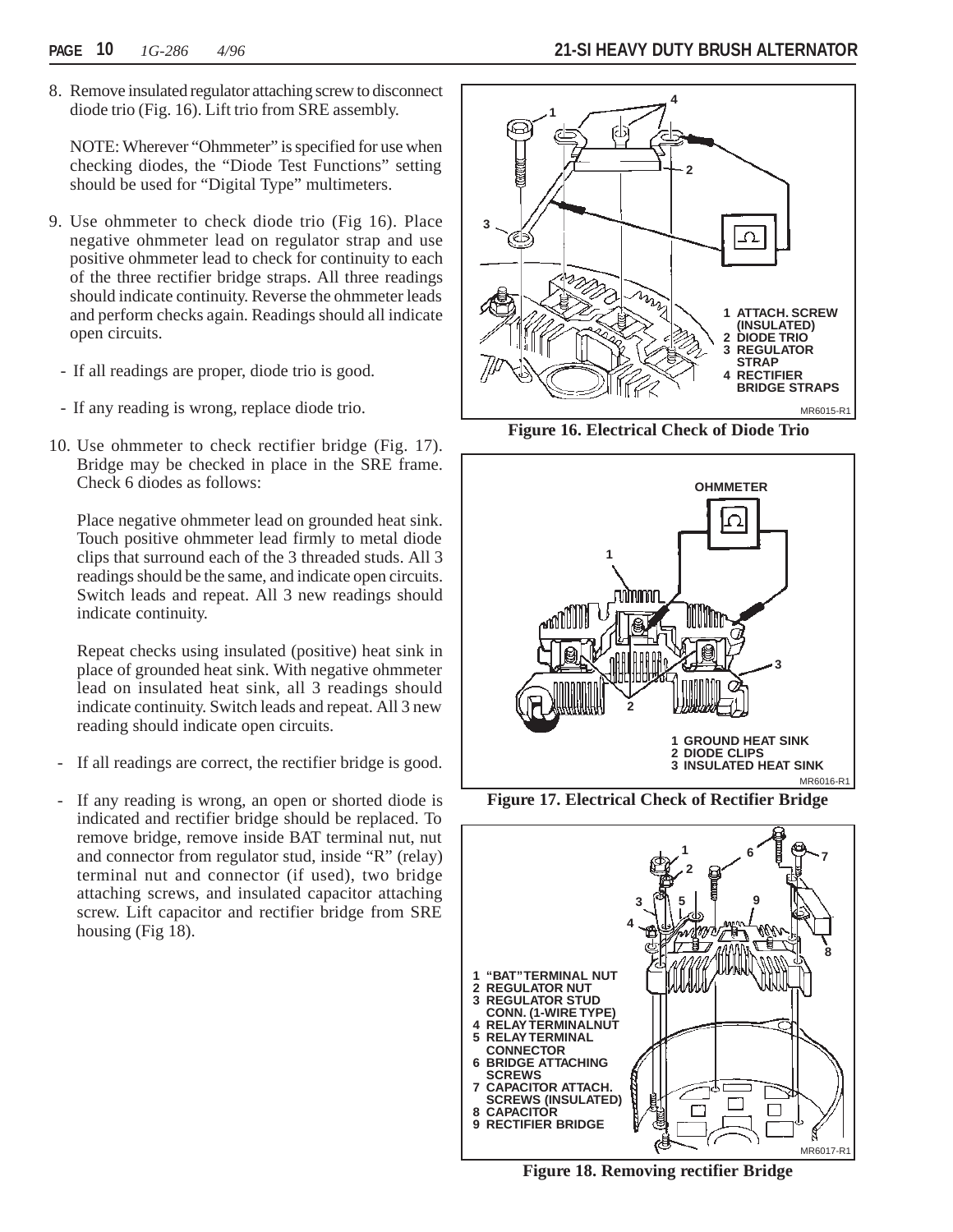8. Remove insulated regulator attaching screw to disconnect diode trio (Fig. 16). Lift trio from SRE assembly.

   NOTE: Wherever "Ohmmeter" is specified for use when checking diodes, the "Diode Test Functions" setting should be used for "Digital Type" multimeters.

9. Use ohmmeter to check diode trio (Fig 16). Place negative ohmmeter lead on regulator strap and use positive ohmmeter lead to check for continuity to each of the three rectifier bridge straps. All three readings should indicate continuity. Reverse the ohmmeter leads and perform checks again. Readings should all indicate open circuits.

   - If all readings are proper, diode trio is good.
   - If any reading is wrong, replace diode trio.

10. Use ohmmeter to check rectifier bridge (Fig. 17). Bridge may be checked in place in the SRE frame. Check 6 diodes as follows:

    Place negative ohmmeter lead on grounded heat sink. Touch positive ohmmeter lead firmly to metal diode clips that surround each of the 3 threaded studs. All 3 readings should be the same, and indicate open circuits. Switch leads and repeat. All 3 new readings should indicate continuity.

    Repeat checks using insulated (positive) heat sink in place of grounded heat sink. With negative ohmmeter lead on insulated heat sink, all 3 readings should indicate continuity. Switch leads and repeat. All 3 new reading should indicate open circuits.

    - If all readings are correct, the rectifier bridge is good.
    - If any reading is wrong, an open or shorted diode is indicated and rectifier bridge should be replaced. To remove bridge, remove inside BAT terminal nut, nut and connector from regulator stud, inside "R" (relay) terminal nut and connector (if used), two bridge attaching screws, and insulated capacitor attaching screw. Lift capacitor and rectifier bridge from SRE housing (Fig 18).

1 ATTACH. SCREW (INSULATED)
2 DIODE TRIO
3 REGULATOR STRAP
4 RECTIFIER BRIDGE STRAPS

MR6015-R1

**Figure 16. Electrical Check of Diode Trio**

OHMMETER

1 GROUND HEAT SINK
2 DIODE CLIPS
3 INSULATED HEAT SINK

MR6016-R1

**Figure 17. Electrical Check of Rectifier Bridge**

1 "BAT"TERMINAL NUT
2 REGULATOR NUT
3 REGULATOR STUD CONN. (1-WIRE TYPE)
4 RELAY TERMINALNUT
5 RELAY TERMINAL CONNECTOR
6 BRIDGE ATTACHING SCREWS
7 CAPACITOR ATTACH. SCREWS (INSULATED)
8 CAPACITOR
9 RECTIFIER BRIDGE

MR6017-R1

**Figure 18. Removing rectifier Bridge**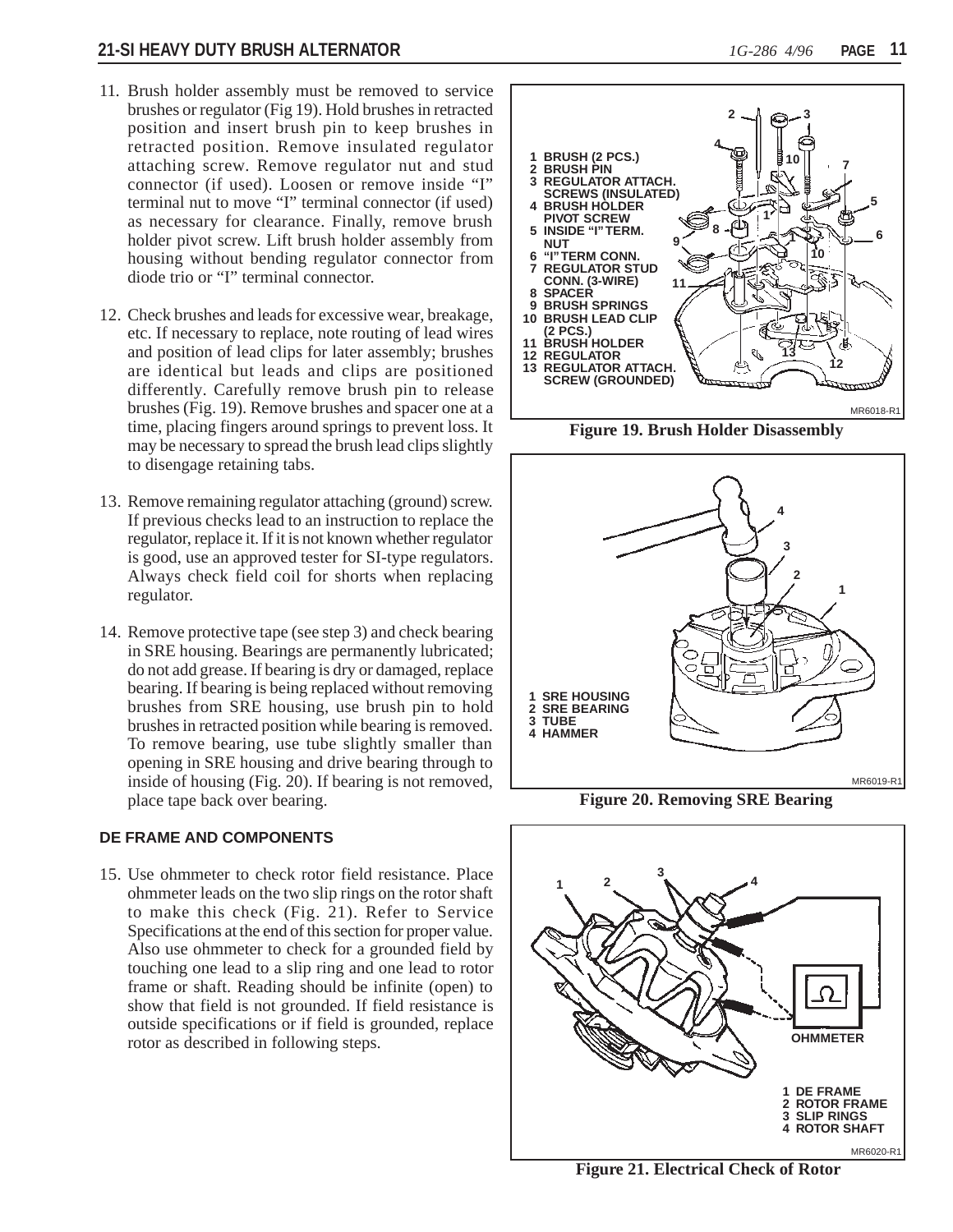11. Brush holder assembly must be removed to service brushes or regulator (Fig 19). Hold brushes in retracted position and insert brush pin to keep brushes in retracted position. Remove insulated regulator attaching screw. Remove regulator nut and stud connector (if used). Loosen or remove inside "I" terminal nut to move "I" terminal connector (if used) as necessary for clearance. Finally, remove brush holder pivot screw. Lift brush holder assembly from housing without bending regulator connector from diode trio or "I" terminal connector.

12. Check brushes and leads for excessive wear, breakage, etc. If necessary to replace, note routing of lead wires and position of lead clips for later assembly; brushes are identical but leads and clips are positioned differently. Carefully remove brush pin to release brushes (Fig. 19). Remove brushes and spacer one at a time, placing fingers around springs to prevent loss. It may be necessary to spread the brush lead clips slightly to disengage retaining tabs.

13. Remove remaining regulator attaching (ground) screw. If previous checks lead to an instruction to replace the regulator, replace it. If it is not known whether regulator is good, use an approved tester for SI-type regulators. Always check field coil for shorts when replacing regulator.

14. Remove protective tape (see step 3) and check bearing in SRE housing. Bearings are permanently lubricated; do not add grease. If bearing is dry or damaged, replace bearing. If bearing is being replaced without removing brushes from SRE housing, use brush pin to hold brushes in retracted position while bearing is removed. To remove bearing, use tube slightly smaller than opening in SRE housing and drive bearing through to inside of housing (Fig. 20). If bearing is not removed, place tape back over bearing.

### DE FRAME AND COMPONENTS

15. Use ohmmeter to check rotor field resistance. Place ohmmeter leads on the two slip rings on the rotor shaft to make this check (Fig. 21). Refer to Service Specifications at the end of this section for proper value. Also use ohmmeter to check for a grounded field by touching one lead to a slip ring and one lead to rotor frame or shaft. Reading should be infinite (open) to show that field is not grounded. If field resistance is outside specifications or if field is grounded, replace rotor as described in following steps.

1 BRUSH (2 PCS.)
2 BRUSH PIN
3 REGULATOR ATTACH. SCREWS (INSULATED)
4 BRUSH HOLDER PIVOT SCREW
5 INSIDE "I" TERM. NUT
6 "I" TERM CONN.
7 REGULATOR STUD CONN. (3-WIRE)
8 SPACER
9 BRUSH SPRINGS
10 BRUSH LEAD CLIP (2 PCS.)
11 BRUSH HOLDER
12 REGULATOR
13 REGULATOR ATTACH. SCREW (GROUNDED)

MR6018-R1

**Figure 19. Brush Holder Disassembly**

1 SRE HOUSING
2 SRE BEARING
3 TUBE
4 HAMMER

MR6019-R1

**Figure 20. Removing SRE Bearing**

OHMMETER

1 DE FRAME
2 ROTOR FRAME
3 SLIP RINGS
4 ROTOR SHAFT

MR6020-R1

**Figure 21. Electrical Check of Rotor**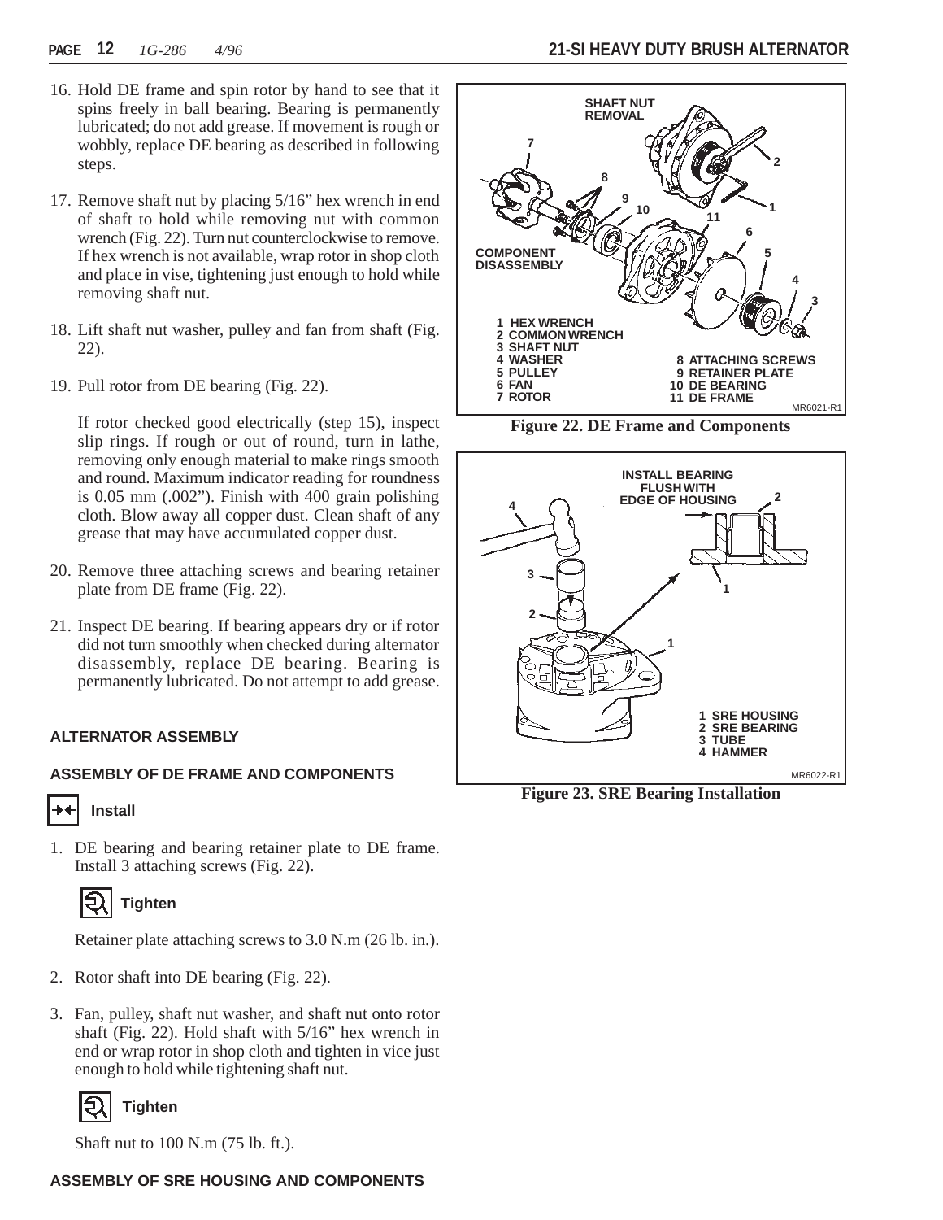16. Hold DE frame and spin rotor by hand to see that it spins freely in ball bearing. Bearing is permanently lubricated; do not add grease. If movement is rough or wobbly, replace DE bearing as described in following steps.

17. Remove shaft nut by placing 5/16" hex wrench in end of shaft to hold while removing nut with common wrench (Fig. 22). Turn nut counterclockwise to remove. If hex wrench is not available, wrap rotor in shop cloth and place in vise, tightening just enough to hold while removing shaft nut.

18. Lift shaft nut washer, pulley and fan from shaft (Fig. 22).

19. Pull rotor from DE bearing (Fig. 22).

    If rotor checked good electrically (step 15), inspect slip rings. If rough or out of round, turn in lathe, removing only enough material to make rings smooth and round. Maximum indicator reading for roundness is 0.05 mm (.002"). Finish with 400 grain polishing cloth. Blow away all copper dust. Clean shaft of any grease that may have accumulated copper dust.

20. Remove three attaching screws and bearing retainer plate from DE frame (Fig. 22).

21. Inspect DE bearing. If bearing appears dry or if rotor did not turn smoothly when checked during alternator disassembly, replace DE bearing. Bearing is permanently lubricated. Do not attempt to add grease.

SHAFT NUT REMOVAL

COMPONENT DISASSEMBLY

1 HEX WRENCH
2 COMMON WRENCH
3 SHAFT NUT
4 WASHER
5 PULLEY
6 FAN
7 ROTOR
8 ATTACHING SCREWS
9 RETAINER PLATE
10 DE BEARING
11 DE FRAME

MR6021-R1

**Figure 22. DE Frame and Components**

INSTALL BEARING FLUSH WITH EDGE OF HOUSING

1 SRE HOUSING
2 SRE BEARING
3 TUBE
4 HAMMER

MR6022-R1

**Figure 23. SRE Bearing Installation**

## ALTERNATOR ASSEMBLY

### ASSEMBLY OF DE FRAME AND COMPONENTS

**Install**

1. DE bearing and bearing retainer plate to DE frame. Install 3 attaching screws (Fig. 22).

   **Tighten**

   Retainer plate attaching screws to 3.0 N.m (26 lb. in.).

2. Rotor shaft into DE bearing (Fig. 22).

3. Fan, pulley, shaft nut washer, and shaft nut onto rotor shaft (Fig. 22). Hold shaft with 5/16" hex wrench in end or wrap rotor in shop cloth and tighten in vice just enough to hold while tightening shaft nut.

   **Tighten**

   Shaft nut to 100 N.m (75 lb. ft.).

### ASSEMBLY OF SRE HOUSING AND COMPONENTS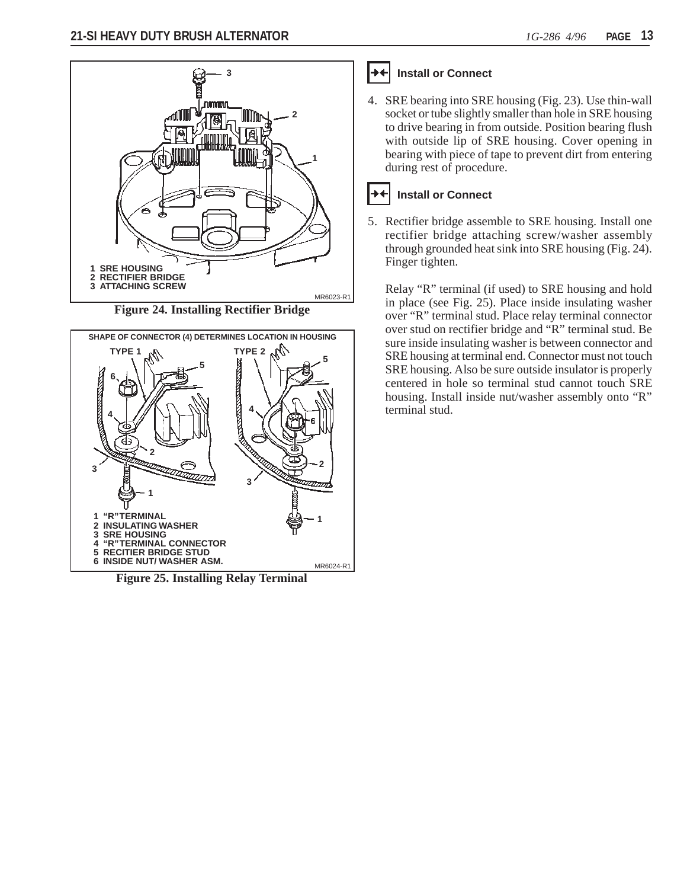1 SRE HOUSING
2 RECTIFIER BRIDGE
3 ATTACHING SCREW

MR6023-R1

**Figure 24. Installing Rectifier Bridge**

SHAPE OF CONNECTOR (4) DETERMINES LOCATION IN HOUSING

TYPE 1

TYPE 2

1 "R"TERMINAL
2 INSULATING WASHER
3 SRE HOUSING
4 "R"TERMINAL CONNECTOR
5 RECITIER BRIDGE STUD
6 INSIDE NUT/ WASHER ASM.

MR6024-R1

**Figure 25. Installing Relay Terminal**

### Install or Connect

4. SRE bearing into SRE housing (Fig. 23). Use thin-wall socket or tube slightly smaller than hole in SRE housing to drive bearing in from outside. Position bearing flush with outside lip of SRE housing. Cover opening in bearing with piece of tape to prevent dirt from entering during rest of procedure.

### Install or Connect

5. Rectifier bridge assemble to SRE housing. Install one rectifier bridge attaching screw/washer assembly through grounded heat sink into SRE housing (Fig. 24). Finger tighten.

   Relay "R" terminal (if used) to SRE housing and hold in place (see Fig. 25). Place inside insulating washer over "R" terminal stud. Place relay terminal connector over stud on rectifier bridge and "R" terminal stud. Be sure inside insulating washer is between connector and SRE housing at terminal end. Connector must not touch SRE housing. Also be sure outside insulator is properly centered in hole so terminal stud cannot touch SRE housing. Install inside nut/washer assembly onto "R" terminal stud.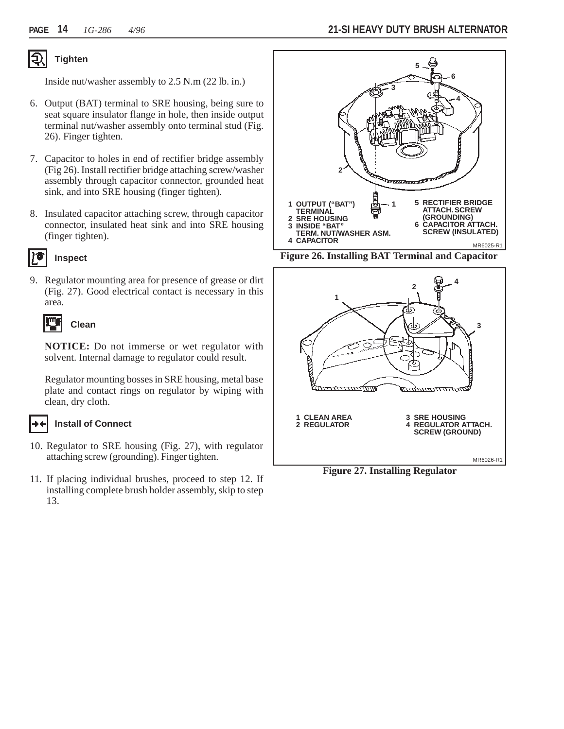### Tighten

Inside nut/washer assembly to 2.5 N.m (22 lb. in.)

6. Output (BAT) terminal to SRE housing, being sure to seat square insulator flange in hole, then inside output terminal nut/washer assembly onto terminal stud (Fig. 26). Finger tighten.

7. Capacitor to holes in end of rectifier bridge assembly (Fig 26). Install rectifier bridge attaching screw/washer assembly through capacitor connector, grounded heat sink, and into SRE housing (finger tighten).

8. Insulated capacitor attaching screw, through capacitor connector, insulated heat sink and into SRE housing (finger tighten).

### Inspect

9. Regulator mounting area for presence of grease or dirt (Fig. 27). Good electrical contact is necessary in this area.

### Clean

**NOTICE:** Do not immerse or wet regulator with solvent. Internal damage to regulator could result.

Regulator mounting bosses in SRE housing, metal base plate and contact rings on regulator by wiping with clean, dry cloth.

### Install of Connect

10. Regulator to SRE housing (Fig. 27), with regulator attaching screw (grounding). Finger tighten.

11. If placing individual brushes, proceed to step 12. If installing complete brush holder assembly, skip to step 13.

1 OUTPUT ("BAT") TERMINAL
2 SRE HOUSING
3 INSIDE "BAT" TERM. NUT/WASHER ASM.
4 CAPACITOR
5 RECTIFIER BRIDGE ATTACH. SCREW (GROUNDING)
6 CAPACITOR ATTACH. SCREW (INSULATED)

MR6025-R1

**Figure 26. Installing BAT Terminal and Capacitor**

1 CLEAN AREA
2 REGULATOR
3 SRE HOUSING
4 REGULATOR ATTACH. SCREW (GROUND)

MR6026-R1

**Figure 27. Installing Regulator**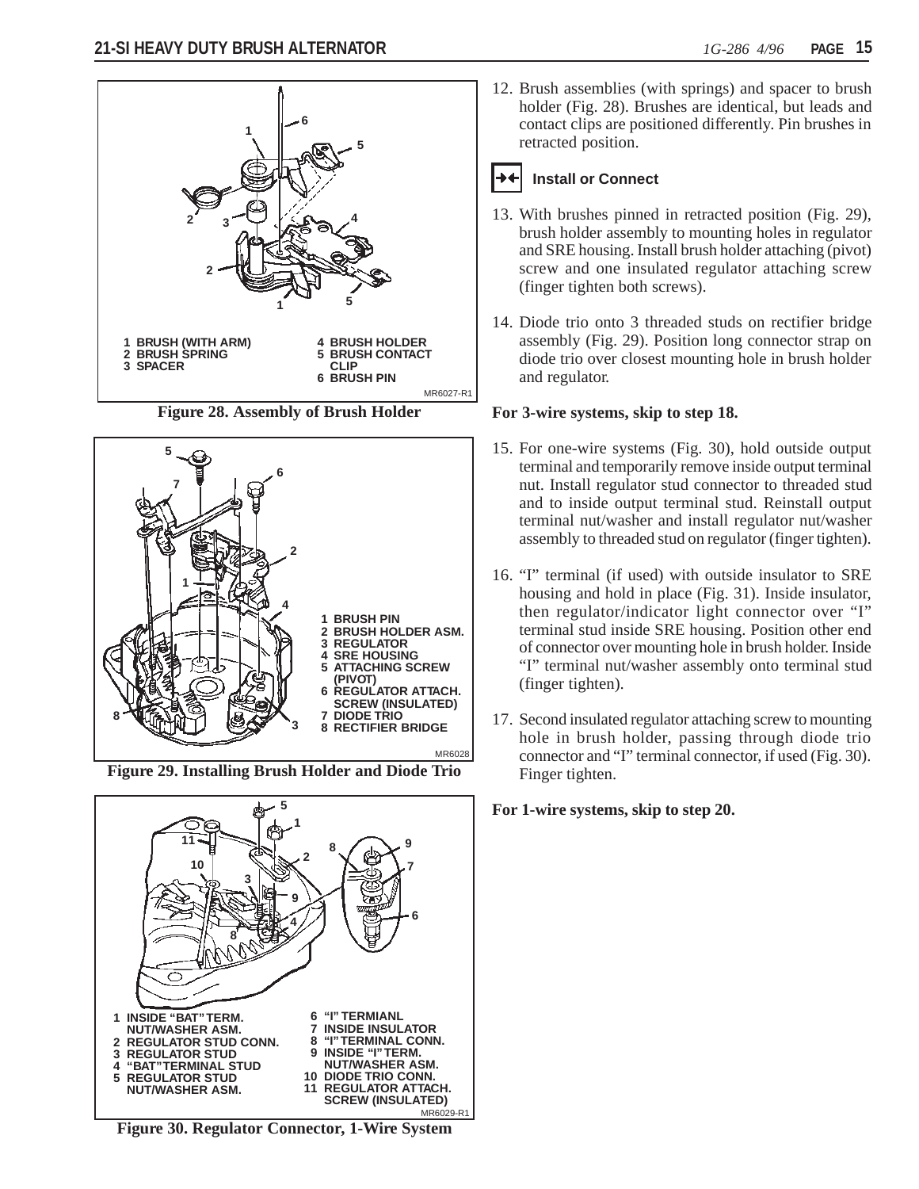1 BRUSH (WITH ARM)
2 BRUSH SPRING
3 SPACER
4 BRUSH HOLDER
5 BRUSH CONTACT CLIP
6 BRUSH PIN

MR6027-R1

**Figure 28. Assembly of Brush Holder**

1 BRUSH PIN
2 BRUSH HOLDER ASM.
3 REGULATOR
4 SRE HOUSING
5 ATTACHING SCREW (PIVOT)
6 REGULATOR ATTACH. SCREW (INSULATED)
7 DIODE TRIO
8 RECTIFIER BRIDGE

MR6028

**Figure 29. Installing Brush Holder and Diode Trio**

1 INSIDE "BAT" TERM. NUT/WASHER ASM.
2 REGULATOR STUD CONN.
3 REGULATOR STUD
4 "BAT" TERMINAL STUD
5 REGULATOR STUD NUT/WASHER ASM.
6 "I" TERMIANL
7 INSIDE INSULATOR
8 "I" TERMINAL CONN.
9 INSIDE "I" TERM. NUT/WASHER ASM.
10 DIODE TRIO CONN.
11 REGULATOR ATTACH. SCREW (INSULATED)

MR6029-R1

**Figure 30. Regulator Connector, 1-Wire System**

12. Brush assemblies (with springs) and spacer to brush holder (Fig. 28). Brushes are identical, but leads and contact clips are positioned differently. Pin brushes in retracted position.

### Install or Connect

13. With brushes pinned in retracted position (Fig. 29), brush holder assembly to mounting holes in regulator and SRE housing. Install brush holder attaching (pivot) screw and one insulated regulator attaching screw (finger tighten both screws).

14. Diode trio onto 3 threaded studs on rectifier bridge assembly (Fig. 29). Position long connector strap on diode trio over closest mounting hole in brush holder and regulator.

**For 3-wire systems, skip to step 18.**

15. For one-wire systems (Fig. 30), hold outside output terminal and temporarily remove inside output terminal nut. Install regulator stud connector to threaded stud and to inside output terminal stud. Reinstall output terminal nut/washer and install regulator nut/washer assembly to threaded stud on regulator (finger tighten).

16. "I" terminal (if used) with outside insulator to SRE housing and hold in place (Fig. 31). Inside insulator, then regulator/indicator light connector over "I" terminal stud inside SRE housing. Position other end of connector over mounting hole in brush holder. Inside "I" terminal nut/washer assembly onto terminal stud (finger tighten).

17. Second insulated regulator attaching screw to mounting hole in brush holder, passing through diode trio connector and "I" terminal connector, if used (Fig. 30). Finger tighten.

**For 1-wire systems, skip to step 20.**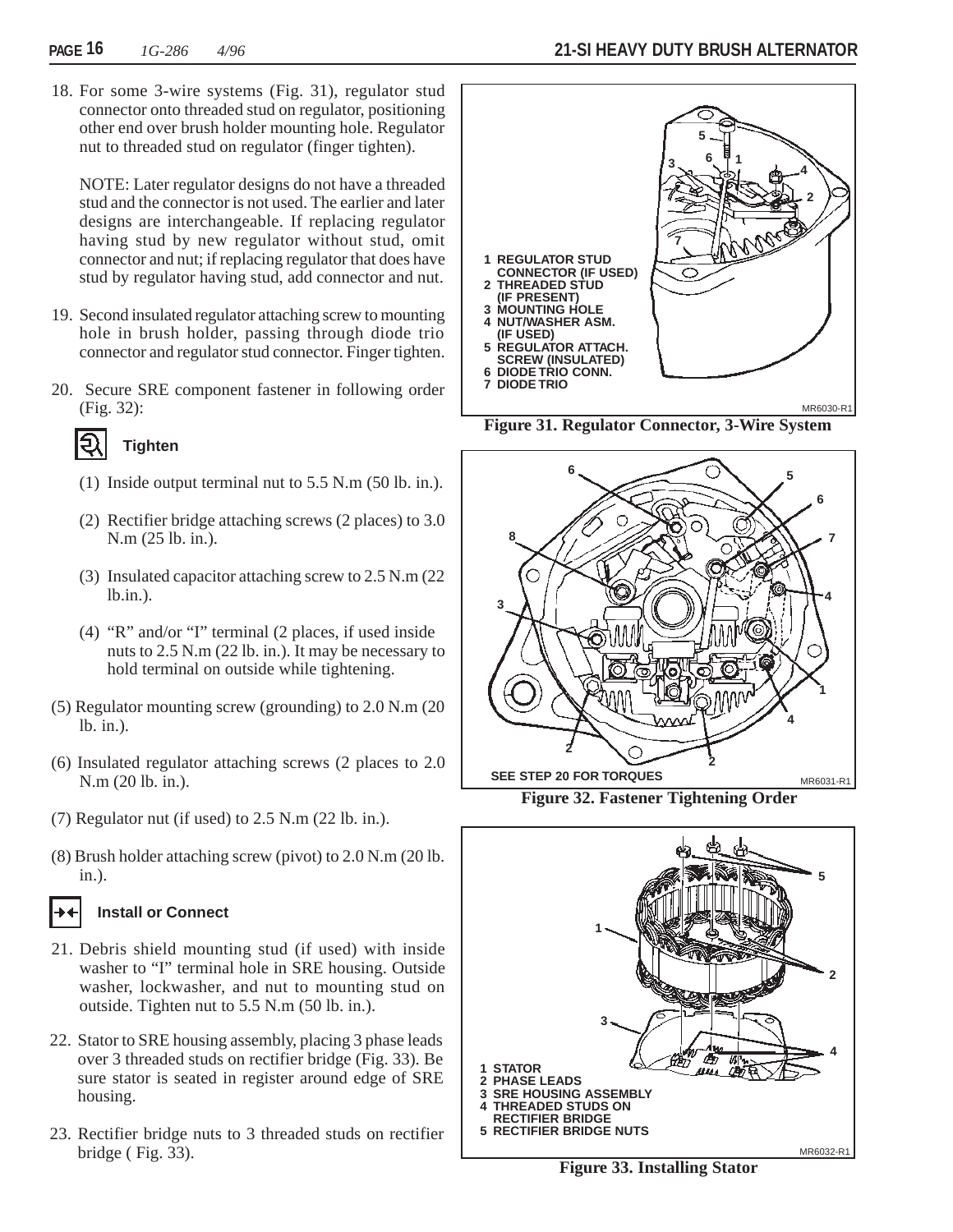18. For some 3-wire systems (Fig. 31), regulator stud connector onto threaded stud on regulator, positioning other end over brush holder mounting hole. Regulator nut to threaded stud on regulator (finger tighten).

    NOTE: Later regulator designs do not have a threaded stud and the connector is not used. The earlier and later designs are interchangeable. If replacing regulator having stud by new regulator without stud, omit connector and nut; if replacing regulator that does have stud by regulator having stud, add connector and nut.

19. Second insulated regulator attaching screw to mounting hole in brush holder, passing through diode trio connector and regulator stud connector. Finger tighten.

20. Secure SRE component fastener in following order (Fig. 32):

**Tighten**

(1) Inside output terminal nut to 5.5 N.m (50 lb. in.).

(2) Rectifier bridge attaching screws (2 places) to 3.0 N.m (25 lb. in.).

(3) Insulated capacitor attaching screw to 2.5 N.m (22 lb.in.).

(4) "R" and/or "I" terminal (2 places, if used inside nuts to 2.5 N.m (22 lb. in.). It may be necessary to hold terminal on outside while tightening.

(5) Regulator mounting screw (grounding) to 2.0 N.m (20 lb. in.).

(6) Insulated regulator attaching screws (2 places to 2.0 N.m (20 lb. in.).

(7) Regulator nut (if used) to 2.5 N.m (22 lb. in.).

(8) Brush holder attaching screw (pivot) to 2.0 N.m (20 lb. in.).

**Install or Connect**

21. Debris shield mounting stud (if used) with inside washer to "I" terminal hole in SRE housing. Outside washer, lockwasher, and nut to mounting stud on outside. Tighten nut to 5.5 N.m (50 lb. in.).

22. Stator to SRE housing assembly, placing 3 phase leads over 3 threaded studs on rectifier bridge (Fig. 33). Be sure stator is seated in register around edge of SRE housing.

23. Rectifier bridge nuts to 3 threaded studs on rectifier bridge ( Fig. 33).

1 REGULATOR STUD CONNECTOR (IF USED)
2 THREADED STUD (IF PRESENT)
3 MOUNTING HOLE
4 NUT/WASHER ASM. (IF USED)
5 REGULATOR ATTACH. SCREW (INSULATED)
6 DIODE TRIO CONN.
7 DIODE TRIO

MR6030-R1

**Figure 31. Regulator Connector, 3-Wire System**

SEE STEP 20 FOR TORQUES

MR6031-R1

**Figure 32. Fastener Tightening Order**

1 STATOR
2 PHASE LEADS
3 SRE HOUSING ASSEMBLY
4 THREADED STUDS ON RECTIFIER BRIDGE
5 RECTIFIER BRIDGE NUTS

MR6032-R1

**Figure 33. Installing Stator**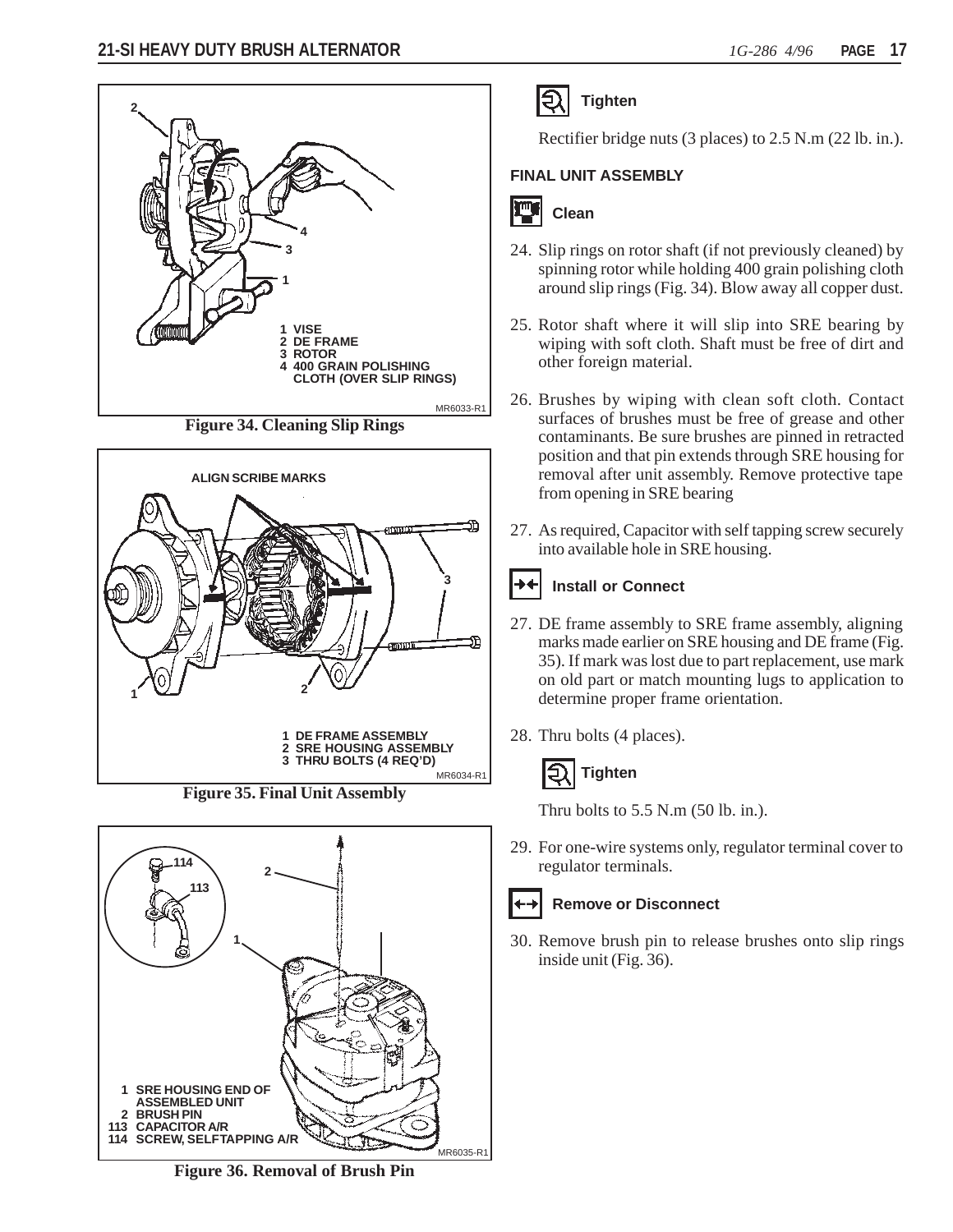Figure 34 labels:
1 VISE
2 DE FRAME
3 ROTOR
4 400 GRAIN POLISHING CLOTH (OVER SLIP RINGS)
MR6033-R1

**Figure 34. Cleaning Slip Rings**

Figure 35 labels:
ALIGN SCRIBE MARKS
1 DE FRAME ASSEMBLY
2 SRE HOUSING ASSEMBLY
3 THRU BOLTS (4 REQ'D)
MR6034-R1

**Figure 35. Final Unit Assembly**

Figure 36 labels:
1 SRE HOUSING END OF ASSEMBLED UNIT
2 BRUSH PIN
113 CAPACITOR A/R
114 SCREW, SELFTAPPING A/R
MR6035-R1

**Figure 36. Removal of Brush Pin**

### Tighten

Rectifier bridge nuts (3 places) to 2.5 N.m (22 lb. in.).

## FINAL UNIT ASSEMBLY

### Clean

24. Slip rings on rotor shaft (if not previously cleaned) by spinning rotor while holding 400 grain polishing cloth around slip rings (Fig. 34). Blow away all copper dust.
25. Rotor shaft where it will slip into SRE bearing by wiping with soft cloth. Shaft must be free of dirt and other foreign material.
26. Brushes by wiping with clean soft cloth. Contact surfaces of brushes must be free of grease and other contaminants. Be sure brushes are pinned in retracted position and that pin extends through SRE housing for removal after unit assembly. Remove protective tape from opening in SRE bearing
27. As required, Capacitor with self tapping screw securely into available hole in SRE housing.

### Install or Connect

27. DE frame assembly to SRE frame assembly, aligning marks made earlier on SRE housing and DE frame (Fig. 35). If mark was lost due to part replacement, use mark on old part or match mounting lugs to application to determine proper frame orientation.
28. Thru bolts (4 places).

### Tighten

Thru bolts to 5.5 N.m (50 lb. in.).

29. For one-wire systems only, regulator terminal cover to regulator terminals.

### Remove or Disconnect

30. Remove brush pin to release brushes onto slip rings inside unit (Fig. 36).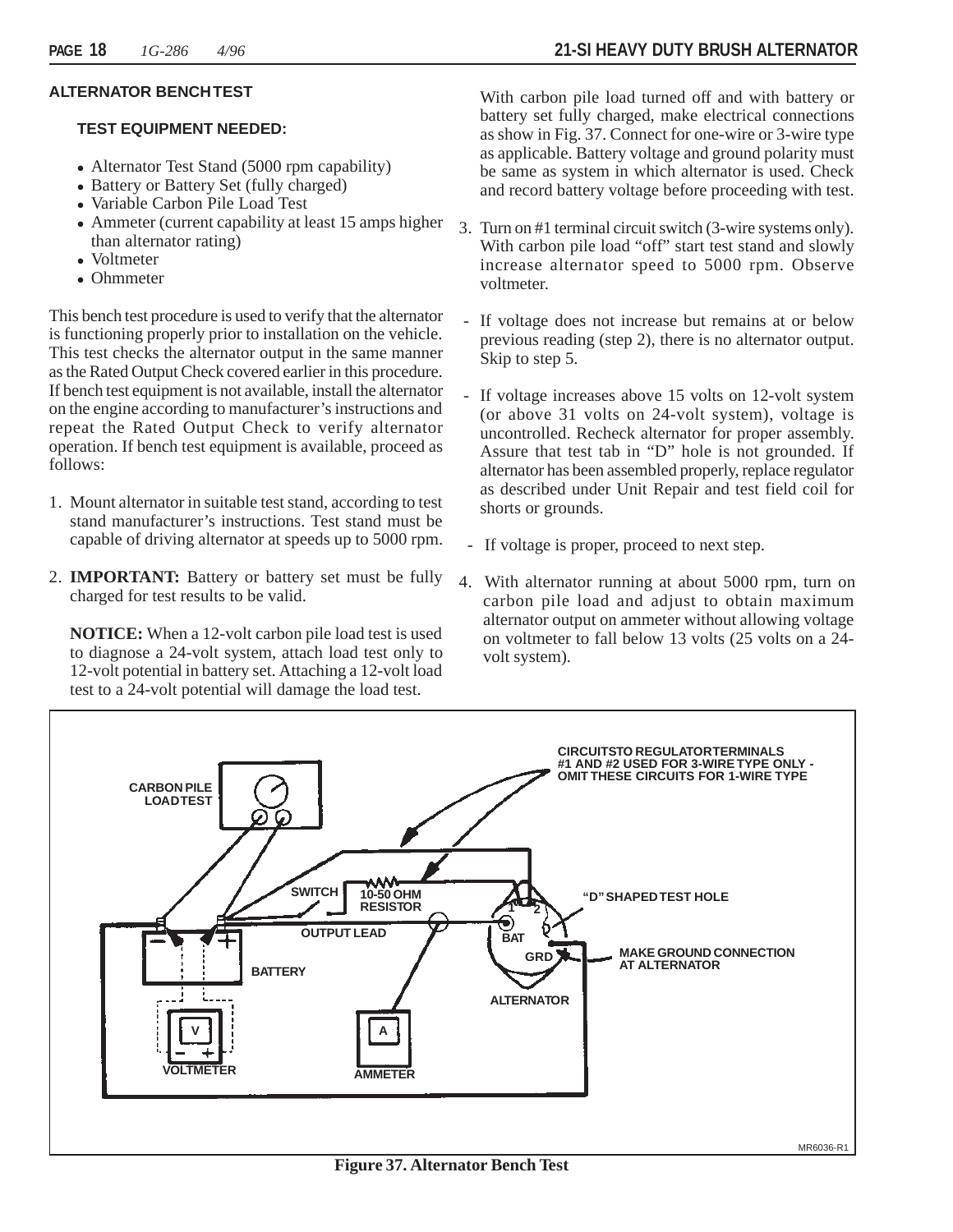## ALTERNATOR BENCH TEST

### TEST EQUIPMENT NEEDED:

- Alternator Test Stand (5000 rpm capability)
- Battery or Battery Set (fully charged)
- Variable Carbon Pile Load Test
- Ammeter (current capability at least 15 amps higher than alternator rating)
- Voltmeter
- Ohmmeter

This bench test procedure is used to verify that the alternator is functioning properly prior to installation on the vehicle. This test checks the alternator output in the same manner as the Rated Output Check covered earlier in this procedure. If bench test equipment is not available, install the alternator on the engine according to manufacturer's instructions and repeat the Rated Output Check to verify alternator operation. If bench test equipment is available, proceed as follows:

1. Mount alternator in suitable test stand, according to test stand manufacturer's instructions. Test stand must be capable of driving alternator at speeds up to 5000 rpm.

2. **IMPORTANT:** Battery or battery set must be fully charged for test results to be valid.

   **NOTICE:** When a 12-volt carbon pile load test is used to diagnose a 24-volt system, attach load test only to 12-volt potential in battery set. Attaching a 12-volt load test to a 24-volt potential will damage the load test.

   With carbon pile load turned off and with battery or battery set fully charged, make electrical connections as show in Fig. 37. Connect for one-wire or 3-wire type as applicable. Battery voltage and ground polarity must be same as system in which alternator is used. Check and record battery voltage before proceeding with test.

3. Turn on #1 terminal circuit switch (3-wire systems only). With carbon pile load "off" start test stand and slowly increase alternator speed to 5000 rpm. Observe voltmeter.

   - If voltage does not increase but remains at or below previous reading (step 2), there is no alternator output. Skip to step 5.
   - If voltage increases above 15 volts on 12-volt system (or above 31 volts on 24-volt system), voltage is uncontrolled. Recheck alternator for proper assembly. Assure that test tab in "D" hole is not grounded. If alternator has been assembled properly, replace regulator as described under Unit Repair and test field coil for shorts or grounds.
   - If voltage is proper, proceed to next step.

4. With alternator running at about 5000 rpm, turn on carbon pile load and adjust to obtain maximum alternator output on ammeter without allowing voltage on voltmeter to fall below 13 volts (25 volts on a 24-volt system).

CIRCUITS TO REGULATOR TERMINALS #1 AND #2 USED FOR 3-WIRE TYPE ONLY - OMIT THESE CIRCUITS FOR 1-WIRE TYPE

CARBON PILE LOAD TEST

SWITCH

10-50 OHM RESISTOR

"D" SHAPED TEST HOLE

1

2

OUTPUT LEAD

BAT

GRD

MAKE GROUND CONNECTION AT ALTERNATOR

BATTERY

ALTERNATOR

V

A

VOLTMETER

AMMETER

MR6036-R1

**Figure 37. Alternator Bench Test**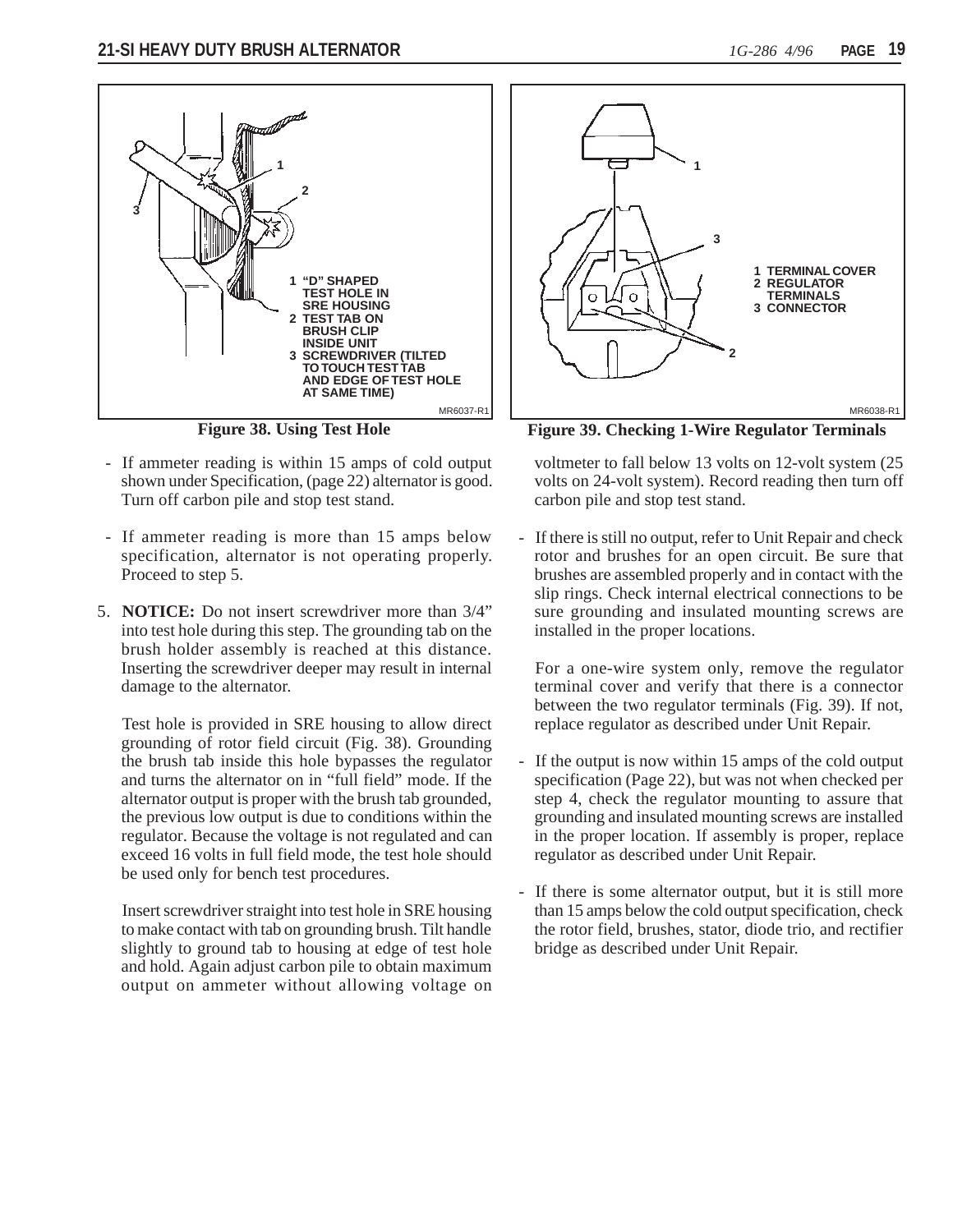1 "D" SHAPED TEST HOLE IN SRE HOUSING
2 TEST TAB ON BRUSH CLIP INSIDE UNIT
3 SCREWDRIVER (TILTED TO TOUCH TEST TAB AND EDGE OF TEST HOLE AT SAME TIME)

MR6037-R1

**Figure 38. Using Test Hole**

1 TERMINAL COVER
2 REGULATOR TERMINALS
3 CONNECTOR

MR6038-R1

**Figure 39. Checking 1-Wire Regulator Terminals**

- If ammeter reading is within 15 amps of cold output shown under Specification, (page 22) alternator is good. Turn off carbon pile and stop test stand.

- If ammeter reading is more than 15 amps below specification, alternator is not operating properly. Proceed to step 5.

5. **NOTICE:** Do not insert screwdriver more than 3/4" into test hole during this step. The grounding tab on the brush holder assembly is reached at this distance. Inserting the screwdriver deeper may result in internal damage to the alternator.

   Test hole is provided in SRE housing to allow direct grounding of rotor field circuit (Fig. 38). Grounding the brush tab inside this hole bypasses the regulator and turns the alternator on in "full field" mode. If the alternator output is proper with the brush tab grounded, the previous low output is due to conditions within the regulator. Because the voltage is not regulated and can exceed 16 volts in full field mode, the test hole should be used only for bench test procedures.

   Insert screwdriver straight into test hole in SRE housing to make contact with tab on grounding brush. Tilt handle slightly to ground tab to housing at edge of test hole and hold. Again adjust carbon pile to obtain maximum output on ammeter without allowing voltage on voltmeter to fall below 13 volts on 12-volt system (25 volts on 24-volt system). Record reading then turn off carbon pile and stop test stand.

- If there is still no output, refer to Unit Repair and check rotor and brushes for an open circuit. Be sure that brushes are assembled properly and in contact with the slip rings. Check internal electrical connections to be sure grounding and insulated mounting screws are installed in the proper locations.

  For a one-wire system only, remove the regulator terminal cover and verify that there is a connector between the two regulator terminals (Fig. 39). If not, replace regulator as described under Unit Repair.

- If the output is now within 15 amps of the cold output specification (Page 22), but was not when checked per step 4, check the regulator mounting to assure that grounding and insulated mounting screws are installed in the proper location. If assembly is proper, replace regulator as described under Unit Repair.

- If there is some alternator output, but it is still more than 15 amps below the cold output specification, check the rotor field, brushes, stator, diode trio, and rectifier bridge as described under Unit Repair.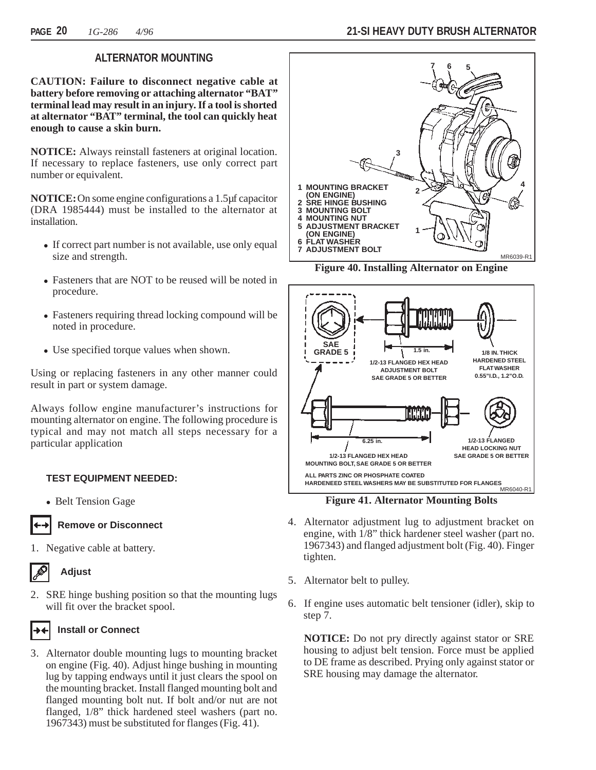## ALTERNATOR MOUNTING

**CAUTION: Failure to disconnect negative cable at battery before removing or attaching alternator "BAT" terminal lead may result in an injury. If a tool is shorted at alternator "BAT" terminal, the tool can quickly heat enough to cause a skin burn.**

**NOTICE:** Always reinstall fasteners at original location. If necessary to replace fasteners, use only correct part number or equivalent.

**NOTICE:** On some engine configurations a 1.5µf capacitor (DRA 1985444) must be installed to the alternator at installation.

- If correct part number is not available, use only equal size and strength.
- Fasteners that are NOT to be reused will be noted in procedure.
- Fasteners requiring thread locking compound will be noted in procedure.
- Use specified torque values when shown.

Using or replacing fasteners in any other manner could result in part or system damage.

Always follow engine manufacturer's instructions for mounting alternator on engine. The following procedure is typical and may not match all steps necessary for a particular application

**TEST EQUIPMENT NEEDED:**

- Belt Tension Gage

**Remove or Disconnect**

1. Negative cable at battery.

**Adjust**

2. SRE hinge bushing position so that the mounting lugs will fit over the bracket spool.

**Install or Connect**

3. Alternator double mounting lugs to mounting bracket on engine (Fig. 40). Adjust hinge bushing in mounting lug by tapping endways until it just clears the spool on the mounting bracket. Install flanged mounting bolt and flanged mounting bolt nut. If bolt and/or nut are not flanged, 1/8" thick hardened steel washers (part no. 1967343) must be substituted for flanges (Fig. 41).

7 6 5
3
4
2
1
1 MOUNTING BRACKET (ON ENGINE)
2 SRE HINGE BUSHING
3 MOUNTING BOLT
4 MOUNTING NUT
5 ADJUSTMENT BRACKET (ON ENGINE)
6 FLAT WASHER
7 ADJUSTMENT BOLT
MR6039-R1

Figure 40. Installing Alternator on Engine

SAE GRADE 5
1.5 in.
1/2-13 FLANGED HEX HEAD ADJUSTMENT BOLT SAE GRADE 5 OR BETTER
1/8 IN. THICK HARDENED STEEL FLAT WASHER 0.55"I.D., 1.2"O.D.
6.25 in.
1/2-13 FLANGED HEX HEAD MOUNTING BOLT, SAE GRADE 5 OR BETTER
1/2-13 FLANGED HEAD LOCKING NUT SAE GRADE 5 OR BETTER
ALL PARTS ZINC OR PHOSPHATE COATED
HARDENEED STEEL WASHERS MAY BE SUBSTITUTED FOR FLANGES
MR6040-R1

Figure 41. Alternator Mounting Bolts

4. Alternator adjustment lug to adjustment bracket on engine, with 1/8" thick hardener steel washer (part no. 1967343) and flanged adjustment bolt (Fig. 40). Finger tighten.

5. Alternator belt to pulley.

6. If engine uses automatic belt tensioner (idler), skip to step 7.

   **NOTICE:** Do not pry directly against stator or SRE housing to adjust belt tension. Force must be applied to DE frame as described. Prying only against stator or SRE housing may damage the alternator.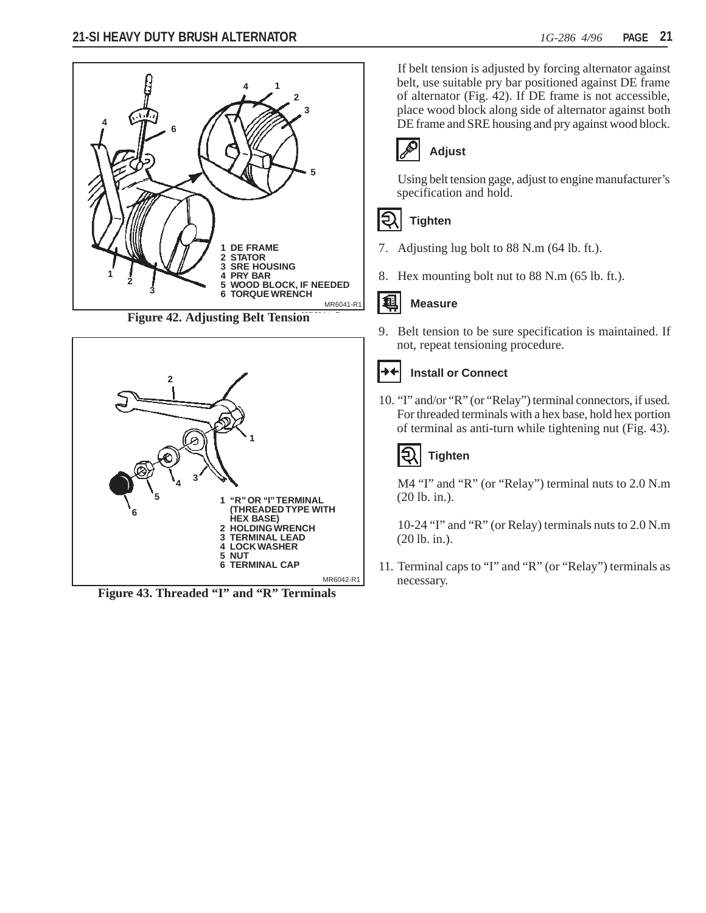1 DE FRAME
2 STATOR
3 SRE HOUSING
4 PRY BAR
5 WOOD BLOCK, IF NEEDED
6 TORQUE WRENCH

MR6041-R1

**Figure 42. Adjusting Belt Tension**

1 "R" OR "I" TERMINAL (THREADED TYPE WITH HEX BASE)
2 HOLDING WRENCH
3 TERMINAL LEAD
4 LOCK WASHER
5 NUT
6 TERMINAL CAP

MR6042-R1

**Figure 43. Threaded "I" and "R" Terminals**

If belt tension is adjusted by forcing alternator against belt, use suitable pry bar positioned against DE frame of alternator (Fig. 42). If DE frame is not accessible, place wood block along side of alternator against both DE frame and SRE housing and pry against wood block.

**Adjust**

Using belt tension gage, adjust to engine manufacturer's specification and hold.

**Tighten**

7. Adjusting lug bolt to 88 N.m (64 lb. ft.).

8. Hex mounting bolt nut to 88 N.m (65 lb. ft.).

**Measure**

9. Belt tension to be sure specification is maintained. If not, repeat tensioning procedure.

**Install or Connect**

10. "I" and/or "R" (or "Relay") terminal connectors, if used. For threaded terminals with a hex base, hold hex portion of terminal as anti-turn while tightening nut (Fig. 43).

**Tighten**

M4 "I" and "R" (or "Relay") terminal nuts to 2.0 N.m (20 lb. in.).

10-24 "I" and "R" (or Relay) terminals nuts to 2.0 N.m (20 lb. in.).

11. Terminal caps to "I" and "R" (or "Relay") terminals as necessary.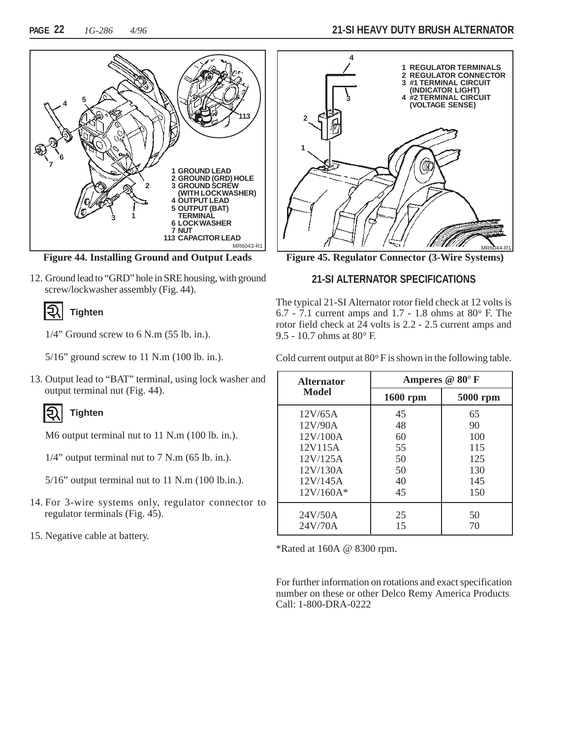Figure 44 labels:

1 GROUND LEAD
2 GROUND (GRD) HOLE
3 GROUND SCREW (WITH LOCKWASHER)
4 OUTPUT LEAD
5 OUTPUT (BAT) TERMINAL
6 LOCKWASHER
7 NUT
113 CAPACITOR LEAD

MR6043-R1

**Figure 44. Installing Ground and Output Leads**

12. Ground lead to "GRD" hole in SRE housing, with ground screw/lockwasher assembly (Fig. 44).

**Tighten**

1/4" Ground screw to 6 N.m (55 lb. in.).

5/16" ground screw to 11 N.m (100 lb. in.).

13. Output lead to "BAT" terminal, using lock washer and output terminal nut (Fig. 44).

**Tighten**

M6 output terminal nut to 11 N.m (100 lb. in.).

1/4" output terminal nut to 7 N.m (65 lb. in.).

5/16" output terminal nut to 11 N.m (100 lb.in.).

14. For 3-wire systems only, regulator connector to regulator terminals (Fig. 45).

15. Negative cable at battery.

Figure 45 labels:

1 REGULATOR TERMINALS
2 REGULATOR CONNECTOR
3 #1 TERMINAL CIRCUIT (INDICATOR LIGHT)
4 #2 TERMINAL CIRCUIT (VOLTAGE SENSE)

MR6044-R1

**Figure 45. Regulator Connector (3-Wire Systems)**

## 21-SI ALTERNATOR SPECIFICATIONS

The typical 21-SI Alternator rotor field check at 12 volts is 6.7 - 7.1 current amps and 1.7 - 1.8 ohms at 80° F. The rotor field check at 24 volts is 2.2 - 2.5 current amps and 9.5 - 10.7 ohms at 80° F.

Cold current output at 80° F is shown in the following table.

| Alternator Model | Amperes @ 80° F | |
|---|---|---|
| | 1600 rpm | 5000 rpm |
| 12V/65A | 45 | 65 |
| 12V/90A | 48 | 90 |
| 12V/100A | 60 | 100 |
| 12V115A | 55 | 115 |
| 12V/125A | 50 | 125 |
| 12V/130A | 50 | 130 |
| 12V/145A | 40 | 145 |
| 12V/160A* | 45 | 150 |
| 24V/50A | 25 | 50 |
| 24V/70A | 15 | 70 |

*Rated at 160A @ 8300 rpm.

For further information on rotations and exact specification number on these or other Delco Remy America Products Call: 1-800-DRA-0222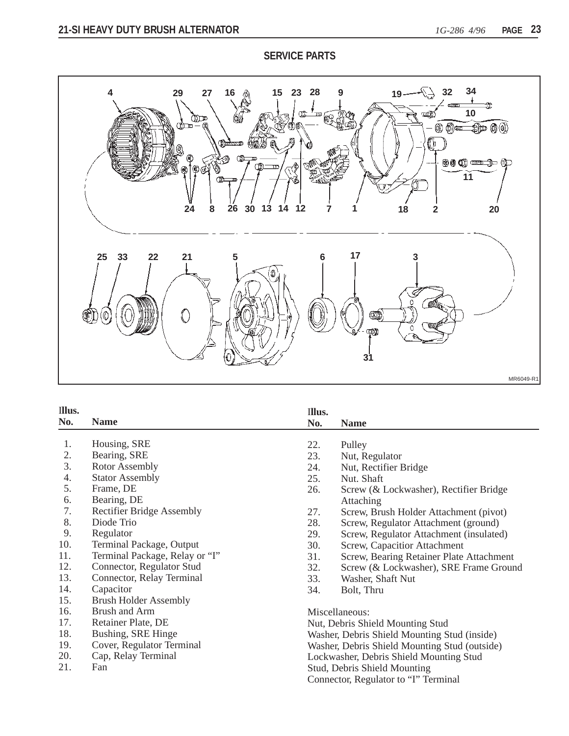## SERVICE PARTS

4
29
27
16
15
23
28
9
19
32
34
10
11
24
8
26
30
13
14
12
7
1
18
2
20
25
33
22
21
5
6
17
3
31
MR6049-R1

| Illus. No. | Name |
|---|---|
| 1. | Housing, SRE |
| 2. | Bearing, SRE |
| 3. | Rotor Assembly |
| 4. | Stator Assembly |
| 5. | Frame, DE |
| 6. | Bearing, DE |
| 7. | Rectifier Bridge Assembly |
| 8. | Diode Trio |
| 9. | Regulator |
| 10. | Terminal Package, Output |
| 11. | Terminal Package, Relay or "I" |
| 12. | Connector, Regulator Stud |
| 13. | Connector, Relay Terminal |
| 14. | Capacitor |
| 15. | Brush Holder Assembly |
| 16. | Brush and Arm |
| 17. | Retainer Plate, DE |
| 18. | Bushing, SRE Hinge |
| 19. | Cover, Regulator Terminal |
| 20. | Cap, Relay Terminal |
| 21. | Fan |
| 22. | Pulley |
| 23. | Nut, Regulator |
| 24. | Nut, Rectifier Bridge |
| 25. | Nut. Shaft |
| 26. | Screw (& Lockwasher), Rectifier Bridge Attaching |
| 27. | Screw, Brush Holder Attachment (pivot) |
| 28. | Screw, Regulator Attachment (ground) |
| 29. | Screw, Regulator Attachment (insulated) |
| 30. | Screw, Capacitior Attachment |
| 31. | Screw, Bearing Retainer Plate Attachment |
| 32. | Screw (& Lockwasher), SRE Frame Ground |
| 33. | Washer, Shaft Nut |
| 34. | Bolt, Thru |

Miscellaneous:
Nut, Debris Shield Mounting Stud
Washer, Debris Shield Mounting Stud (inside)
Washer, Debris Shield Mounting Stud (outside)
Lockwasher, Debris Shield Mounting Stud
Stud, Debris Shield Mounting
Connector, Regulator to "I" Terminal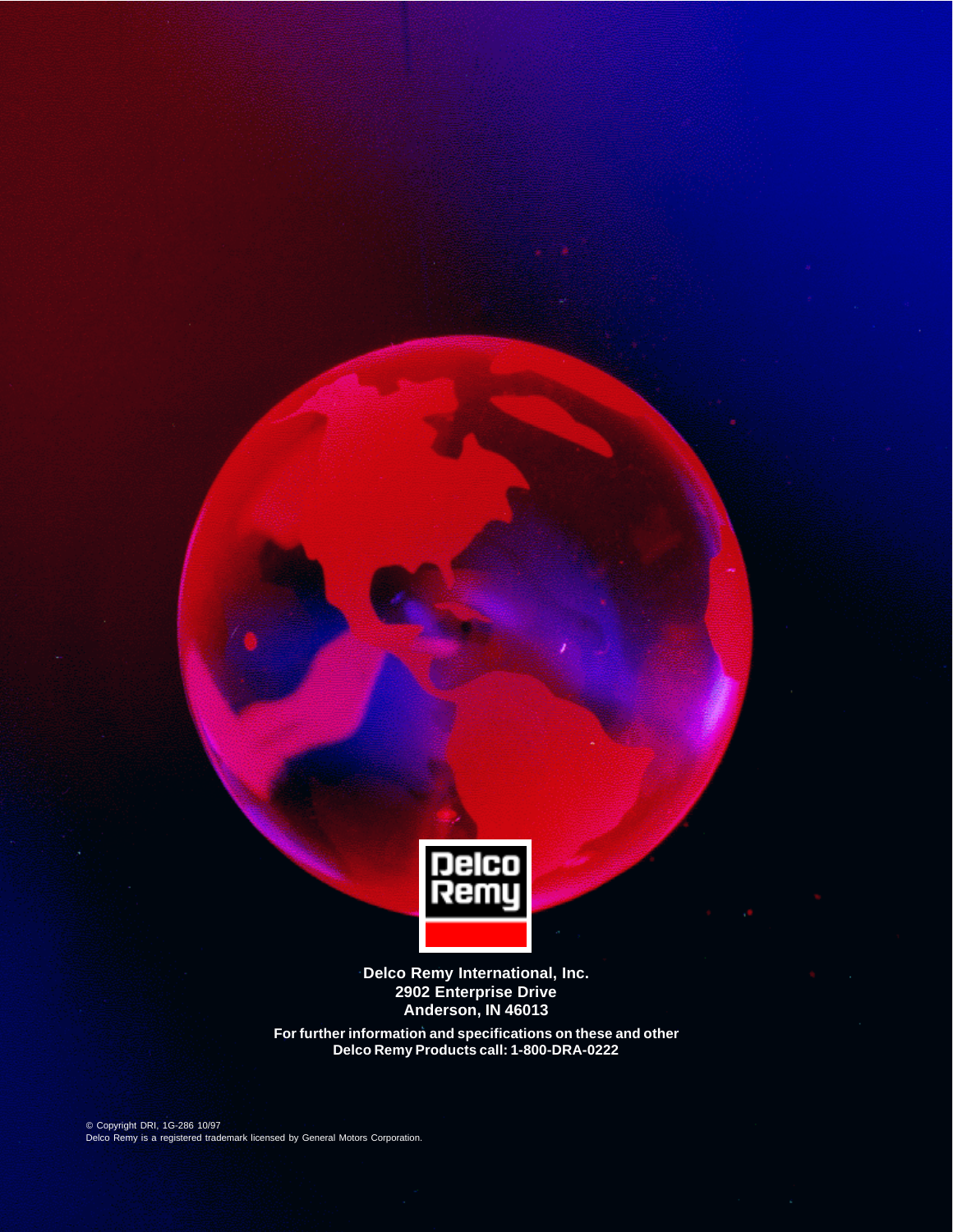**Delco Remy International, Inc.**
**2902 Enterprise Drive**
**Anderson, IN 46013**

**For further information and specifications on these and other Delco Remy Products call: 1-800-DRA-0222**

© Copyright DRI, 1G-286 10/97
Delco Remy is a registered trademark licensed by General Motors Corporation.